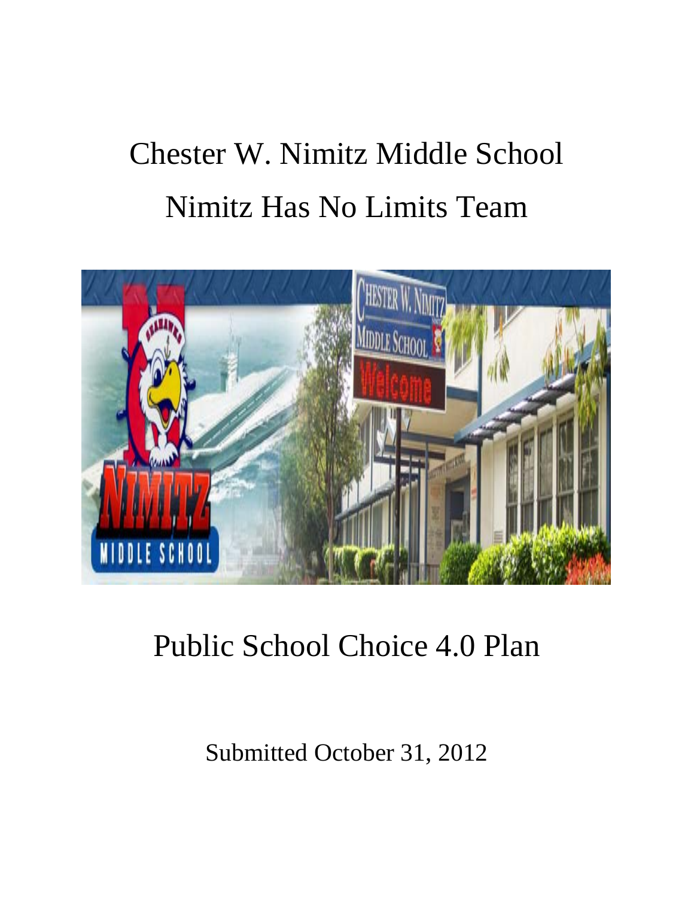# Chester W. Nimitz Middle School

# Nimitz Has No Limits Team

## Public School Choice 4.0 Plan

Submitted October 31, 2012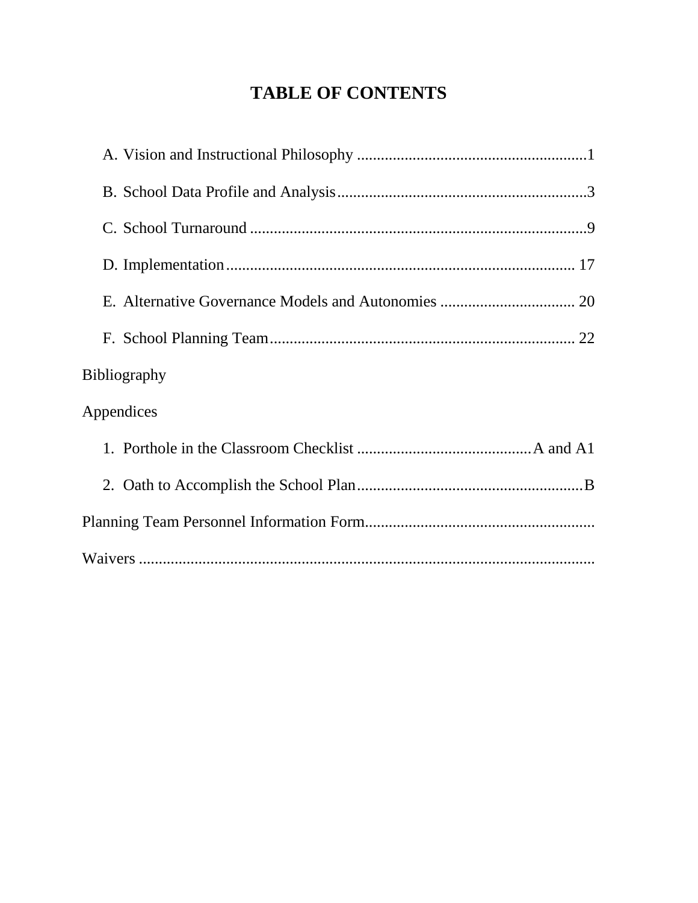# TABLE OF CONTENTS

A. Vision and Instructional Philosophy ..........................................................1

B. School Data Profile and Analysis..............................................................3

C. School Turnaround ....................................................................................9

D. Implementation........................................................................................ 17

E. Alternative Governance Models and Autonomies .................................. 20

F. School Planning Team............................................................................. 22

Bibliography

Appendices

1. Porthole in the Classroom Checklist ............................................A and A1

2. Oath to Accomplish the School Plan.........................................................B

Planning Team Personnel Information Form..........................................................

Waivers ..................................................................................................................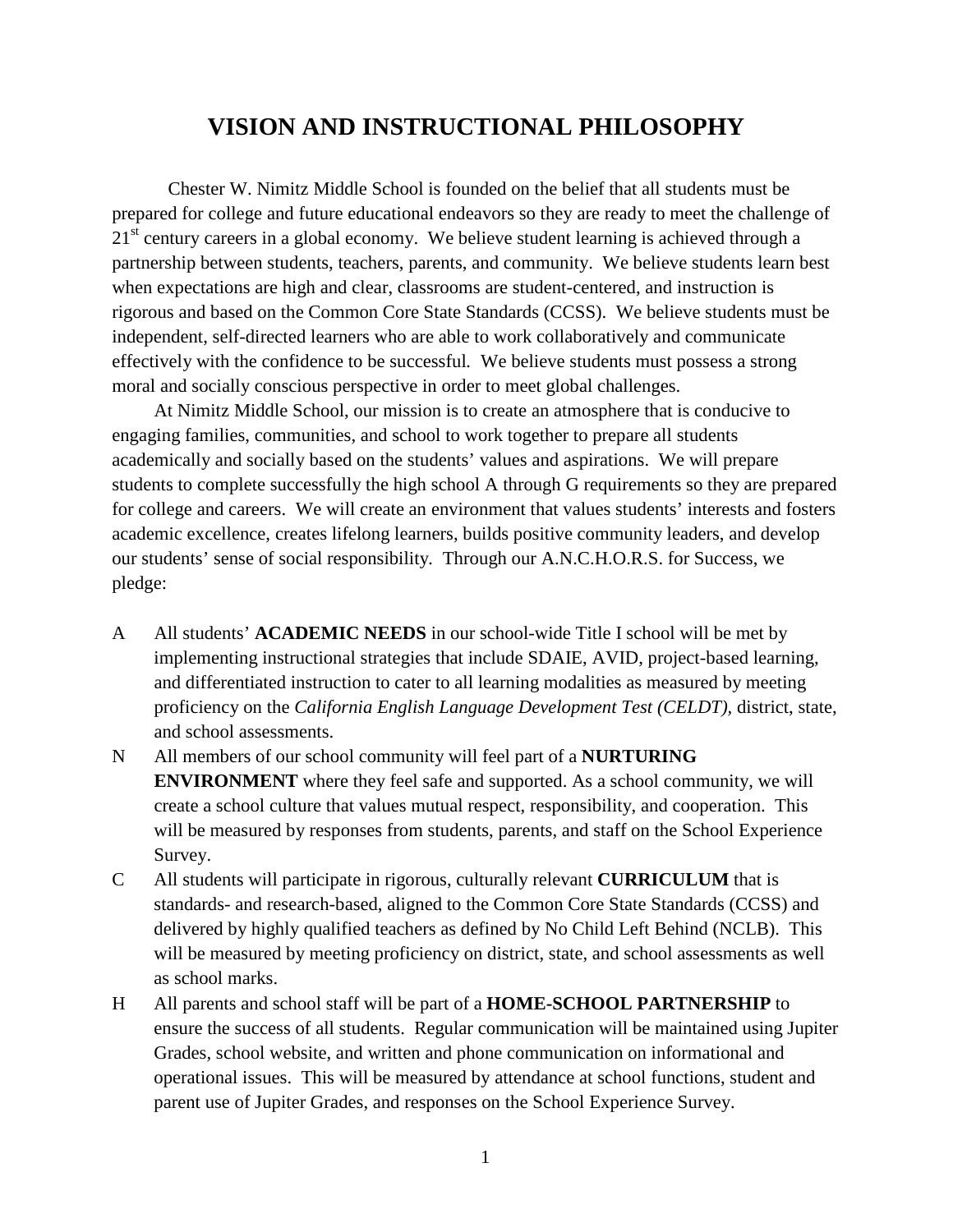# VISION AND INSTRUCTIONAL PHILOSOPHY

Chester W. Nimitz Middle School is founded on the belief that all students must be prepared for college and future educational endeavors so they are ready to meet the challenge of 21st century careers in a global economy. We believe student learning is achieved through a partnership between students, teachers, parents, and community. We believe students learn best when expectations are high and clear, classrooms are student-centered, and instruction is rigorous and based on the Common Core State Standards (CCSS). We believe students must be independent, self-directed learners who are able to work collaboratively and communicate effectively with the confidence to be successful. We believe students must possess a strong moral and socially conscious perspective in order to meet global challenges.

At Nimitz Middle School, our mission is to create an atmosphere that is conducive to engaging families, communities, and school to work together to prepare all students academically and socially based on the students' values and aspirations. We will prepare students to complete successfully the high school A through G requirements so they are prepared for college and careers. We will create an environment that values students' interests and fosters academic excellence, creates lifelong learners, builds positive community leaders, and develop our students' sense of social responsibility. Through our A.N.C.H.O.R.S. for Success, we pledge:

- A All students' **ACADEMIC NEEDS** in our school-wide Title I school will be met by implementing instructional strategies that include SDAIE, AVID, project-based learning, and differentiated instruction to cater to all learning modalities as measured by meeting proficiency on the *California English Language Development Test (CELDT),* district, state, and school assessments.
- N All members of our school community will feel part of a **NURTURING ENVIRONMENT** where they feel safe and supported. As a school community, we will create a school culture that values mutual respect, responsibility, and cooperation. This will be measured by responses from students, parents, and staff on the School Experience Survey.
- C All students will participate in rigorous, culturally relevant **CURRICULUM** that is standards- and research-based, aligned to the Common Core State Standards (CCSS) and delivered by highly qualified teachers as defined by No Child Left Behind (NCLB). This will be measured by meeting proficiency on district, state, and school assessments as well as school marks.
- H All parents and school staff will be part of a **HOME-SCHOOL PARTNERSHIP** to ensure the success of all students. Regular communication will be maintained using Jupiter Grades, school website, and written and phone communication on informational and operational issues. This will be measured by attendance at school functions, student and parent use of Jupiter Grades, and responses on the School Experience Survey.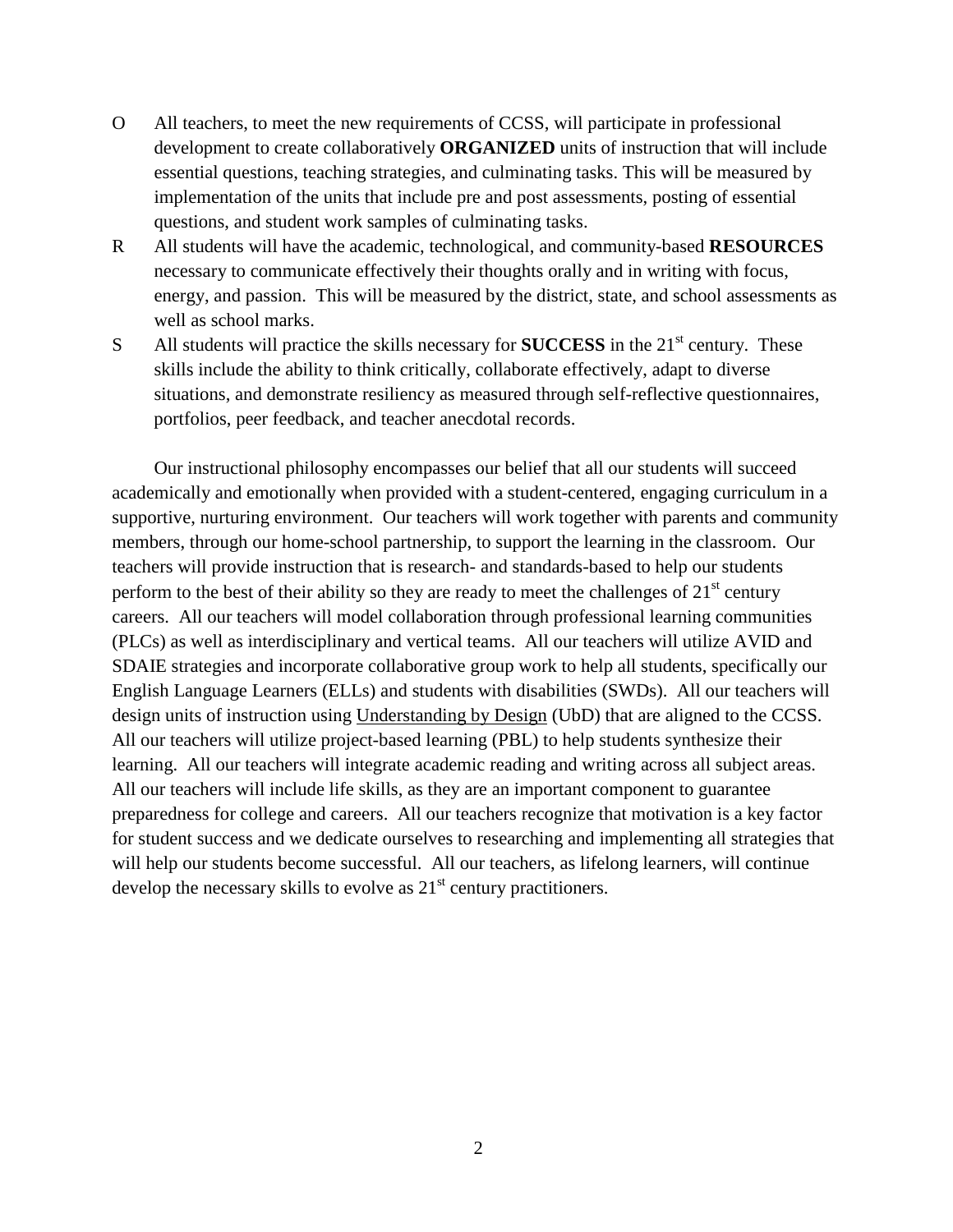O All teachers, to meet the new requirements of CCSS, will participate in professional development to create collaboratively **ORGANIZED** units of instruction that will include essential questions, teaching strategies, and culminating tasks. This will be measured by implementation of the units that include pre and post assessments, posting of essential questions, and student work samples of culminating tasks.

R All students will have the academic, technological, and community-based **RESOURCES** necessary to communicate effectively their thoughts orally and in writing with focus, energy, and passion. This will be measured by the district, state, and school assessments as well as school marks.

S All students will practice the skills necessary for **SUCCESS** in the 21st century. These skills include the ability to think critically, collaborate effectively, adapt to diverse situations, and demonstrate resiliency as measured through self-reflective questionnaires, portfolios, peer feedback, and teacher anecdotal records.

Our instructional philosophy encompasses our belief that all our students will succeed academically and emotionally when provided with a student-centered, engaging curriculum in a supportive, nurturing environment. Our teachers will work together with parents and community members, through our home-school partnership, to support the learning in the classroom. Our teachers will provide instruction that is research- and standards-based to help our students perform to the best of their ability so they are ready to meet the challenges of 21st century careers. All our teachers will model collaboration through professional learning communities (PLCs) as well as interdisciplinary and vertical teams. All our teachers will utilize AVID and SDAIE strategies and incorporate collaborative group work to help all students, specifically our English Language Learners (ELLs) and students with disabilities (SWDs). All our teachers will design units of instruction using <u>Understanding by Design</u> (UbD) that are aligned to the CCSS. All our teachers will utilize project-based learning (PBL) to help students synthesize their learning. All our teachers will integrate academic reading and writing across all subject areas. All our teachers will include life skills, as they are an important component to guarantee preparedness for college and careers. All our teachers recognize that motivation is a key factor for student success and we dedicate ourselves to researching and implementing all strategies that will help our students become successful. All our teachers, as lifelong learners, will continue develop the necessary skills to evolve as 21st century practitioners.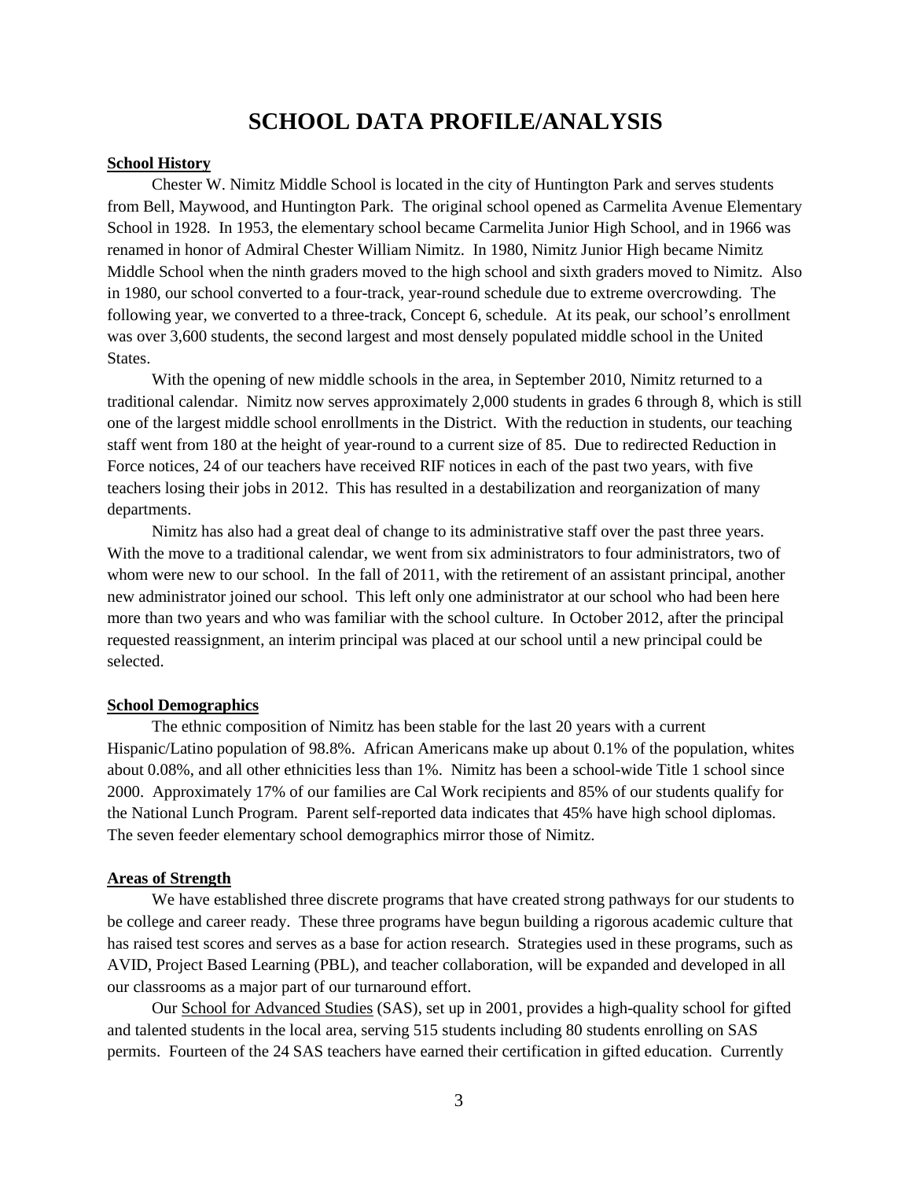# SCHOOL DATA PROFILE/ANALYSIS

**School History**

Chester W. Nimitz Middle School is located in the city of Huntington Park and serves students from Bell, Maywood, and Huntington Park. The original school opened as Carmelita Avenue Elementary School in 1928. In 1953, the elementary school became Carmelita Junior High School, and in 1966 was renamed in honor of Admiral Chester William Nimitz. In 1980, Nimitz Junior High became Nimitz Middle School when the ninth graders moved to the high school and sixth graders moved to Nimitz. Also in 1980, our school converted to a four-track, year-round schedule due to extreme overcrowding. The following year, we converted to a three-track, Concept 6, schedule. At its peak, our school's enrollment was over 3,600 students, the second largest and most densely populated middle school in the United States.

With the opening of new middle schools in the area, in September 2010, Nimitz returned to a traditional calendar. Nimitz now serves approximately 2,000 students in grades 6 through 8, which is still one of the largest middle school enrollments in the District. With the reduction in students, our teaching staff went from 180 at the height of year-round to a current size of 85. Due to redirected Reduction in Force notices, 24 of our teachers have received RIF notices in each of the past two years, with five teachers losing their jobs in 2012. This has resulted in a destabilization and reorganization of many departments.

Nimitz has also had a great deal of change to its administrative staff over the past three years. With the move to a traditional calendar, we went from six administrators to four administrators, two of whom were new to our school. In the fall of 2011, with the retirement of an assistant principal, another new administrator joined our school. This left only one administrator at our school who had been here more than two years and who was familiar with the school culture. In October 2012, after the principal requested reassignment, an interim principal was placed at our school until a new principal could be selected.

**School Demographics**

The ethnic composition of Nimitz has been stable for the last 20 years with a current Hispanic/Latino population of 98.8%. African Americans make up about 0.1% of the population, whites about 0.08%, and all other ethnicities less than 1%. Nimitz has been a school-wide Title 1 school since 2000. Approximately 17% of our families are Cal Work recipients and 85% of our students qualify for the National Lunch Program. Parent self-reported data indicates that 45% have high school diplomas. The seven feeder elementary school demographics mirror those of Nimitz.

**Areas of Strength**

We have established three discrete programs that have created strong pathways for our students to be college and career ready. These three programs have begun building a rigorous academic culture that has raised test scores and serves as a base for action research. Strategies used in these programs, such as AVID, Project Based Learning (PBL), and teacher collaboration, will be expanded and developed in all our classrooms as a major part of our turnaround effort.

Our School for Advanced Studies (SAS), set up in 2001, provides a high-quality school for gifted and talented students in the local area, serving 515 students including 80 students enrolling on SAS permits. Fourteen of the 24 SAS teachers have earned their certification in gifted education. Currently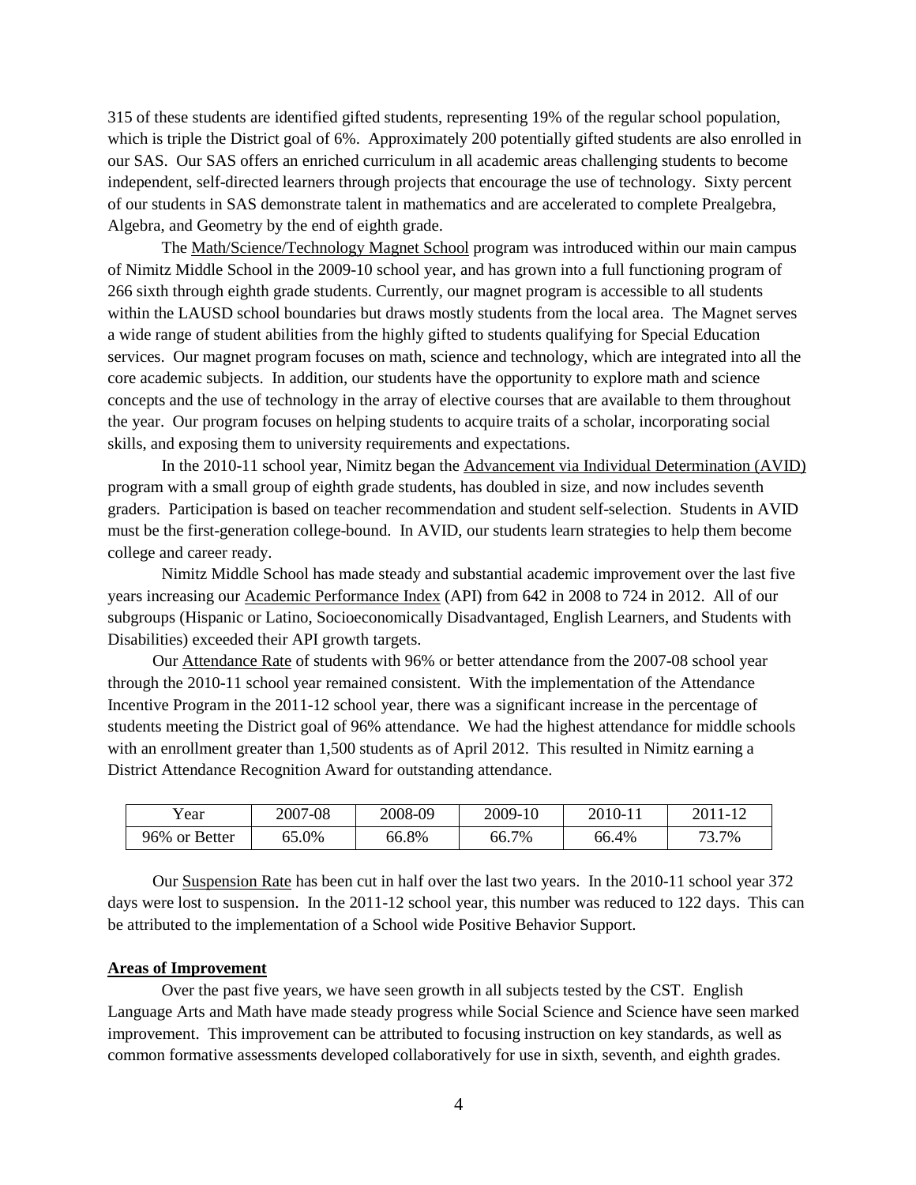315 of these students are identified gifted students, representing 19% of the regular school population, which is triple the District goal of 6%. Approximately 200 potentially gifted students are also enrolled in our SAS. Our SAS offers an enriched curriculum in all academic areas challenging students to become independent, self-directed learners through projects that encourage the use of technology. Sixty percent of our students in SAS demonstrate talent in mathematics and are accelerated to complete Prealgebra, Algebra, and Geometry by the end of eighth grade.

The Math/Science/Technology Magnet School program was introduced within our main campus of Nimitz Middle School in the 2009-10 school year, and has grown into a full functioning program of 266 sixth through eighth grade students. Currently, our magnet program is accessible to all students within the LAUSD school boundaries but draws mostly students from the local area. The Magnet serves a wide range of student abilities from the highly gifted to students qualifying for Special Education services. Our magnet program focuses on math, science and technology, which are integrated into all the core academic subjects. In addition, our students have the opportunity to explore math and science concepts and the use of technology in the array of elective courses that are available to them throughout the year. Our program focuses on helping students to acquire traits of a scholar, incorporating social skills, and exposing them to university requirements and expectations.

In the 2010-11 school year, Nimitz began the Advancement via Individual Determination (AVID) program with a small group of eighth grade students, has doubled in size, and now includes seventh graders. Participation is based on teacher recommendation and student self-selection. Students in AVID must be the first-generation college-bound. In AVID, our students learn strategies to help them become college and career ready.

Nimitz Middle School has made steady and substantial academic improvement over the last five years increasing our Academic Performance Index (API) from 642 in 2008 to 724 in 2012. All of our subgroups (Hispanic or Latino, Socioeconomically Disadvantaged, English Learners, and Students with Disabilities) exceeded their API growth targets.

Our Attendance Rate of students with 96% or better attendance from the 2007-08 school year through the 2010-11 school year remained consistent. With the implementation of the Attendance Incentive Program in the 2011-12 school year, there was a significant increase in the percentage of students meeting the District goal of 96% attendance. We had the highest attendance for middle schools with an enrollment greater than 1,500 students as of April 2012. This resulted in Nimitz earning a District Attendance Recognition Award for outstanding attendance.

| Year | 2007-08 | 2008-09 | 2009-10 | 2010-11 | 2011-12 |
|---|---|---|---|---|---|
| 96% or Better | 65.0% | 66.8% | 66.7% | 66.4% | 73.7% |

Our Suspension Rate has been cut in half over the last two years. In the 2010-11 school year 372 days were lost to suspension. In the 2011-12 school year, this number was reduced to 122 days. This can be attributed to the implementation of a School wide Positive Behavior Support.

**Areas of Improvement**

Over the past five years, we have seen growth in all subjects tested by the CST. English Language Arts and Math have made steady progress while Social Science and Science have seen marked improvement. This improvement can be attributed to focusing instruction on key standards, as well as common formative assessments developed collaboratively for use in sixth, seventh, and eighth grades.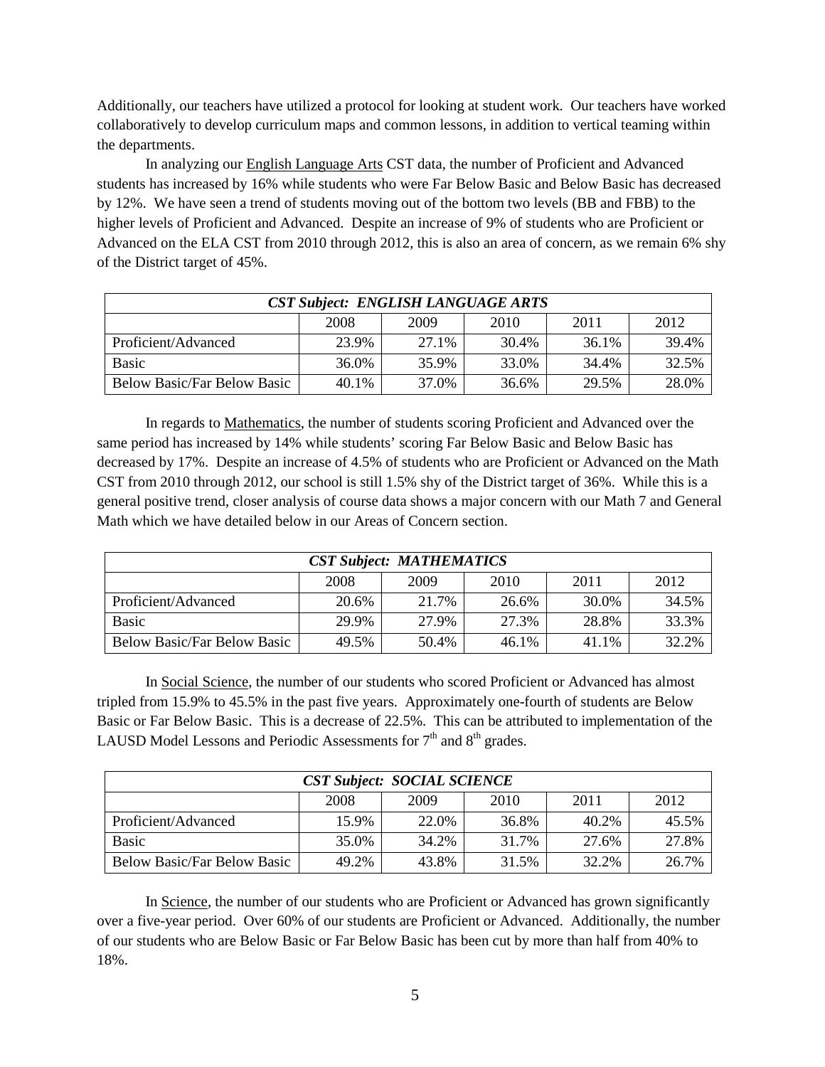Additionally, our teachers have utilized a protocol for looking at student work. Our teachers have worked collaboratively to develop curriculum maps and common lessons, in addition to vertical teaming within the departments.

In analyzing our English Language Arts CST data, the number of Proficient and Advanced students has increased by 16% while students who were Far Below Basic and Below Basic has decreased by 12%. We have seen a trend of students moving out of the bottom two levels (BB and FBB) to the higher levels of Proficient and Advanced. Despite an increase of 9% of students who are Proficient or Advanced on the ELA CST from 2010 through 2012, this is also an area of concern, as we remain 6% shy of the District target of 45%.

| ***CST Subject: ENGLISH LANGUAGE ARTS*** | | | | | |
|---|---|---|---|---|---|
| | 2008 | 2009 | 2010 | 2011 | 2012 |
| Proficient/Advanced | 23.9% | 27.1% | 30.4% | 36.1% | 39.4% |
| Basic | 36.0% | 35.9% | 33.0% | 34.4% | 32.5% |
| Below Basic/Far Below Basic | 40.1% | 37.0% | 36.6% | 29.5% | 28.0% |

In regards to Mathematics, the number of students scoring Proficient and Advanced over the same period has increased by 14% while students' scoring Far Below Basic and Below Basic has decreased by 17%. Despite an increase of 4.5% of students who are Proficient or Advanced on the Math CST from 2010 through 2012, our school is still 1.5% shy of the District target of 36%. While this is a general positive trend, closer analysis of course data shows a major concern with our Math 7 and General Math which we have detailed below in our Areas of Concern section.

| ***CST Subject: MATHEMATICS*** | | | | | |
|---|---|---|---|---|---|
| | 2008 | 2009 | 2010 | 2011 | 2012 |
| Proficient/Advanced | 20.6% | 21.7% | 26.6% | 30.0% | 34.5% |
| Basic | 29.9% | 27.9% | 27.3% | 28.8% | 33.3% |
| Below Basic/Far Below Basic | 49.5% | 50.4% | 46.1% | 41.1% | 32.2% |

In Social Science, the number of our students who scored Proficient or Advanced has almost tripled from 15.9% to 45.5% in the past five years. Approximately one-fourth of students are Below Basic or Far Below Basic. This is a decrease of 22.5%. This can be attributed to implementation of the LAUSD Model Lessons and Periodic Assessments for 7th and 8th grades.

| ***CST Subject: SOCIAL SCIENCE*** | | | | | |
|---|---|---|---|---|---|
| | 2008 | 2009 | 2010 | 2011 | 2012 |
| Proficient/Advanced | 15.9% | 22.0% | 36.8% | 40.2% | 45.5% |
| Basic | 35.0% | 34.2% | 31.7% | 27.6% | 27.8% |
| Below Basic/Far Below Basic | 49.2% | 43.8% | 31.5% | 32.2% | 26.7% |

In Science, the number of our students who are Proficient or Advanced has grown significantly over a five-year period. Over 60% of our students are Proficient or Advanced. Additionally, the number of our students who are Below Basic or Far Below Basic has been cut by more than half from 40% to 18%.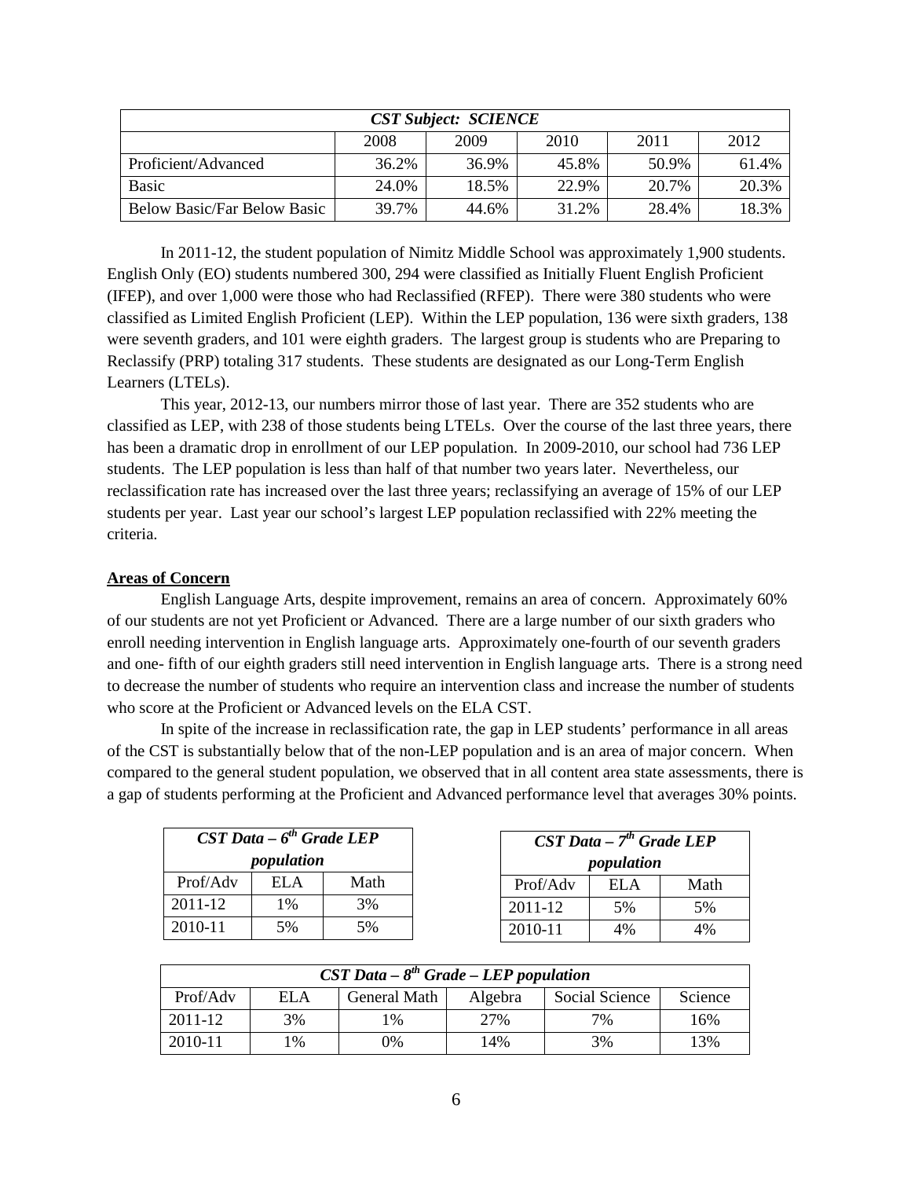| *CST Subject: SCIENCE* | | | | | |
|---|---|---|---|---|---|
| | 2008 | 2009 | 2010 | 2011 | 2012 |
| Proficient/Advanced | 36.2% | 36.9% | 45.8% | 50.9% | 61.4% |
| Basic | 24.0% | 18.5% | 22.9% | 20.7% | 20.3% |
| Below Basic/Far Below Basic | 39.7% | 44.6% | 31.2% | 28.4% | 18.3% |

In 2011-12, the student population of Nimitz Middle School was approximately 1,900 students. English Only (EO) students numbered 300, 294 were classified as Initially Fluent English Proficient (IFEP), and over 1,000 were those who had Reclassified (RFEP). There were 380 students who were classified as Limited English Proficient (LEP). Within the LEP population, 136 were sixth graders, 138 were seventh graders, and 101 were eighth graders. The largest group is students who are Preparing to Reclassify (PRP) totaling 317 students. These students are designated as our Long-Term English Learners (LTELs).

This year, 2012-13, our numbers mirror those of last year. There are 352 students who are classified as LEP, with 238 of those students being LTELs. Over the course of the last three years, there has been a dramatic drop in enrollment of our LEP population. In 2009-2010, our school had 736 LEP students. The LEP population is less than half of that number two years later. Nevertheless, our reclassification rate has increased over the last three years; reclassifying an average of 15% of our LEP students per year. Last year our school's largest LEP population reclassified with 22% meeting the criteria.

**Areas of Concern**

English Language Arts, despite improvement, remains an area of concern. Approximately 60% of our students are not yet Proficient or Advanced. There are a large number of our sixth graders who enroll needing intervention in English language arts. Approximately one-fourth of our seventh graders and one- fifth of our eighth graders still need intervention in English language arts. There is a strong need to decrease the number of students who require an intervention class and increase the number of students who score at the Proficient or Advanced levels on the ELA CST.

In spite of the increase in reclassification rate, the gap in LEP students' performance in all areas of the CST is substantially below that of the non-LEP population and is an area of major concern. When compared to the general student population, we observed that in all content area state assessments, there is a gap of students performing at the Proficient and Advanced performance level that averages 30% points.

| *CST Data – 6th Grade LEP population* | | |
|---|---|---|
| Prof/Adv | ELA | Math |
| 2011-12 | 1% | 3% |
| 2010-11 | 5% | 5% |

| *CST Data – 7th Grade LEP population* | | |
|---|---|---|
| Prof/Adv | ELA | Math |
| 2011-12 | 5% | 5% |
| 2010-11 | 4% | 4% |

| *CST Data – 8th Grade – LEP population* | | | | | |
|---|---|---|---|---|---|
| Prof/Adv | ELA | General Math | Algebra | Social Science | Science |
| 2011-12 | 3% | 1% | 27% | 7% | 16% |
| 2010-11 | 1% | 0% | 14% | 3% | 13% |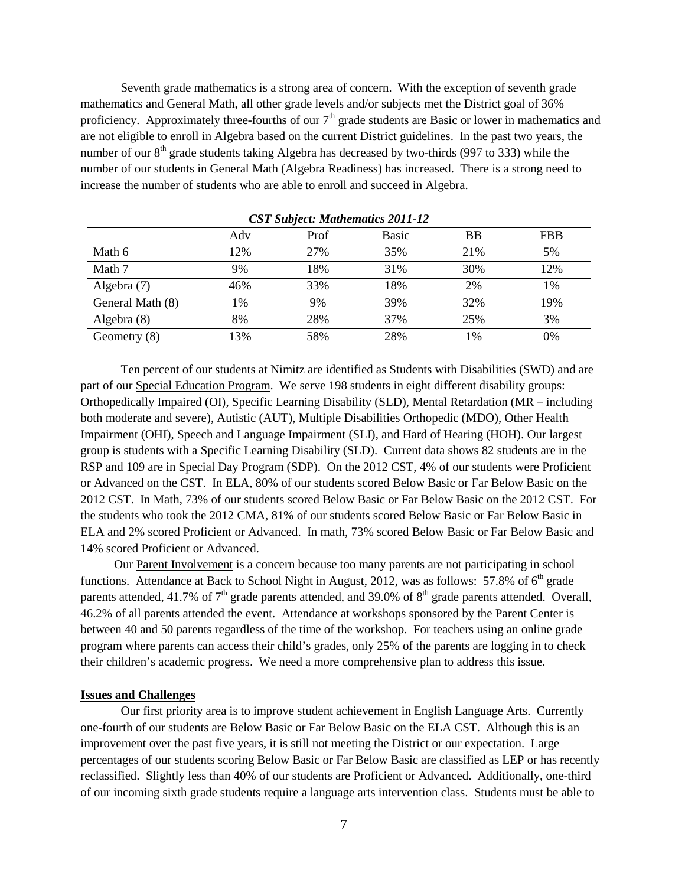Seventh grade mathematics is a strong area of concern. With the exception of seventh grade mathematics and General Math, all other grade levels and/or subjects met the District goal of 36% proficiency. Approximately three-fourths of our 7th grade students are Basic or lower in mathematics and are not eligible to enroll in Algebra based on the current District guidelines. In the past two years, the number of our 8th grade students taking Algebra has decreased by two-thirds (997 to 333) while the number of our students in General Math (Algebra Readiness) has increased. There is a strong need to increase the number of students who are able to enroll and succeed in Algebra.

| *CST Subject: Mathematics 2011-12* | | | | | |
|---|---|---|---|---|---|
| | Adv | Prof | Basic | BB | FBB |
| Math 6 | 12% | 27% | 35% | 21% | 5% |
| Math 7 | 9% | 18% | 31% | 30% | 12% |
| Algebra (7) | 46% | 33% | 18% | 2% | 1% |
| General Math (8) | 1% | 9% | 39% | 32% | 19% |
| Algebra (8) | 8% | 28% | 37% | 25% | 3% |
| Geometry (8) | 13% | 58% | 28% | 1% | 0% |

Ten percent of our students at Nimitz are identified as Students with Disabilities (SWD) and are part of our Special Education Program. We serve 198 students in eight different disability groups: Orthopedically Impaired (OI), Specific Learning Disability (SLD), Mental Retardation (MR – including both moderate and severe), Autistic (AUT), Multiple Disabilities Orthopedic (MDO), Other Health Impairment (OHI), Speech and Language Impairment (SLI), and Hard of Hearing (HOH). Our largest group is students with a Specific Learning Disability (SLD). Current data shows 82 students are in the RSP and 109 are in Special Day Program (SDP). On the 2012 CST, 4% of our students were Proficient or Advanced on the CST. In ELA, 80% of our students scored Below Basic or Far Below Basic on the 2012 CST. In Math, 73% of our students scored Below Basic or Far Below Basic on the 2012 CST. For the students who took the 2012 CMA, 81% of our students scored Below Basic or Far Below Basic in ELA and 2% scored Proficient or Advanced. In math, 73% scored Below Basic or Far Below Basic and 14% scored Proficient or Advanced.

Our Parent Involvement is a concern because too many parents are not participating in school functions. Attendance at Back to School Night in August, 2012, was as follows: 57.8% of 6th grade parents attended, 41.7% of 7th grade parents attended, and 39.0% of 8th grade parents attended. Overall, 46.2% of all parents attended the event. Attendance at workshops sponsored by the Parent Center is between 40 and 50 parents regardless of the time of the workshop. For teachers using an online grade program where parents can access their child's grades, only 25% of the parents are logging in to check their children's academic progress. We need a more comprehensive plan to address this issue.

**Issues and Challenges**

Our first priority area is to improve student achievement in English Language Arts. Currently one-fourth of our students are Below Basic or Far Below Basic on the ELA CST. Although this is an improvement over the past five years, it is still not meeting the District or our expectation. Large percentages of our students scoring Below Basic or Far Below Basic are classified as LEP or has recently reclassified. Slightly less than 40% of our students are Proficient or Advanced. Additionally, one-third of our incoming sixth grade students require a language arts intervention class. Students must be able to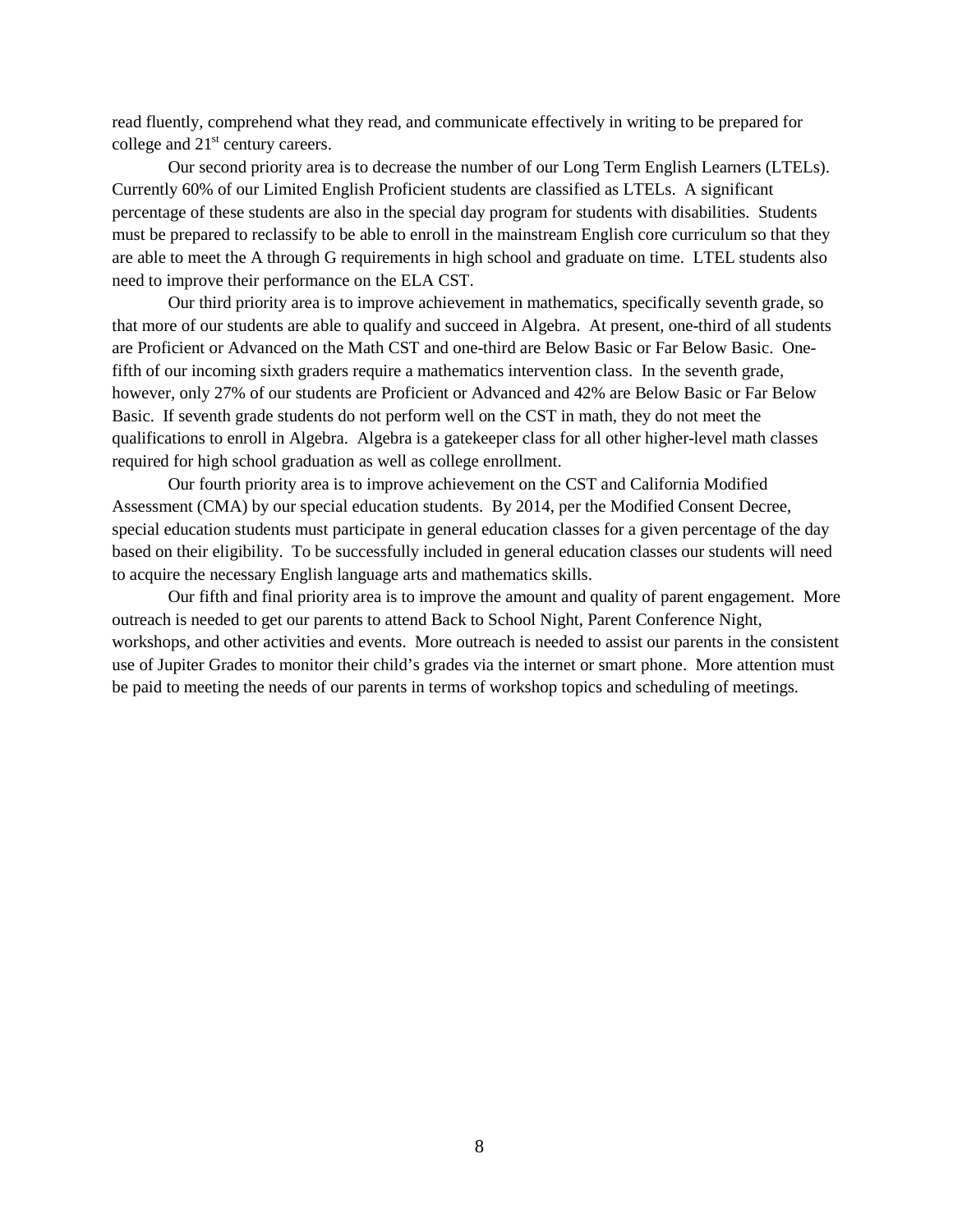read fluently, comprehend what they read, and communicate effectively in writing to be prepared for college and 21st century careers.

Our second priority area is to decrease the number of our Long Term English Learners (LTELs). Currently 60% of our Limited English Proficient students are classified as LTELs. A significant percentage of these students are also in the special day program for students with disabilities. Students must be prepared to reclassify to be able to enroll in the mainstream English core curriculum so that they are able to meet the A through G requirements in high school and graduate on time. LTEL students also need to improve their performance on the ELA CST.

Our third priority area is to improve achievement in mathematics, specifically seventh grade, so that more of our students are able to qualify and succeed in Algebra. At present, one-third of all students are Proficient or Advanced on the Math CST and one-third are Below Basic or Far Below Basic. One-fifth of our incoming sixth graders require a mathematics intervention class. In the seventh grade, however, only 27% of our students are Proficient or Advanced and 42% are Below Basic or Far Below Basic. If seventh grade students do not perform well on the CST in math, they do not meet the qualifications to enroll in Algebra. Algebra is a gatekeeper class for all other higher-level math classes required for high school graduation as well as college enrollment.

Our fourth priority area is to improve achievement on the CST and California Modified Assessment (CMA) by our special education students. By 2014, per the Modified Consent Decree, special education students must participate in general education classes for a given percentage of the day based on their eligibility. To be successfully included in general education classes our students will need to acquire the necessary English language arts and mathematics skills.

Our fifth and final priority area is to improve the amount and quality of parent engagement. More outreach is needed to get our parents to attend Back to School Night, Parent Conference Night, workshops, and other activities and events. More outreach is needed to assist our parents in the consistent use of Jupiter Grades to monitor their child's grades via the internet or smart phone. More attention must be paid to meeting the needs of our parents in terms of workshop topics and scheduling of meetings.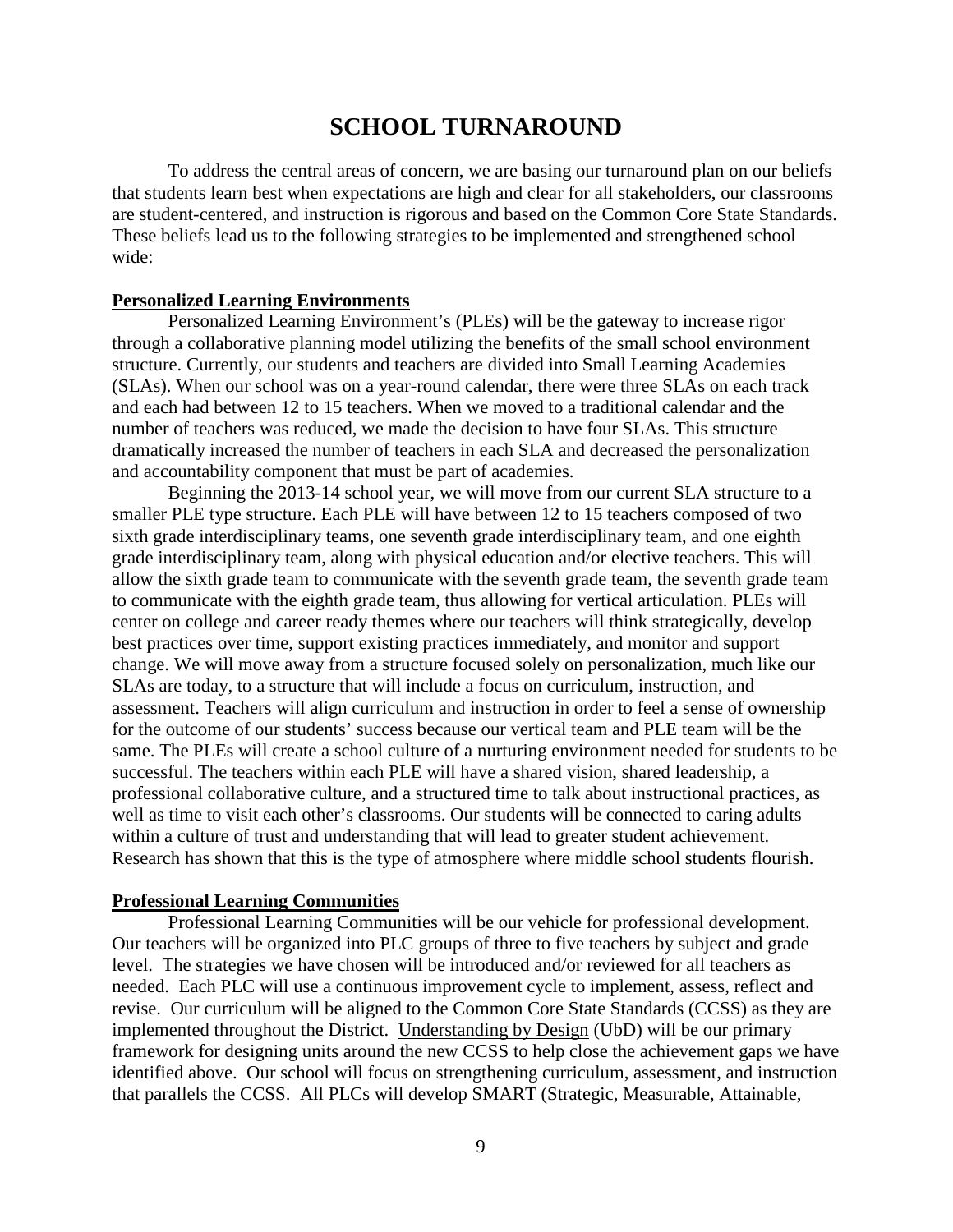# SCHOOL TURNAROUND

To address the central areas of concern, we are basing our turnaround plan on our beliefs that students learn best when expectations are high and clear for all stakeholders, our classrooms are student-centered, and instruction is rigorous and based on the Common Core State Standards. These beliefs lead us to the following strategies to be implemented and strengthened school wide:

**Personalized Learning Environments**

Personalized Learning Environment's (PLEs) will be the gateway to increase rigor through a collaborative planning model utilizing the benefits of the small school environment structure. Currently, our students and teachers are divided into Small Learning Academies (SLAs). When our school was on a year-round calendar, there were three SLAs on each track and each had between 12 to 15 teachers. When we moved to a traditional calendar and the number of teachers was reduced, we made the decision to have four SLAs. This structure dramatically increased the number of teachers in each SLA and decreased the personalization and accountability component that must be part of academies.

Beginning the 2013-14 school year, we will move from our current SLA structure to a smaller PLE type structure. Each PLE will have between 12 to 15 teachers composed of two sixth grade interdisciplinary teams, one seventh grade interdisciplinary team, and one eighth grade interdisciplinary team, along with physical education and/or elective teachers. This will allow the sixth grade team to communicate with the seventh grade team, the seventh grade team to communicate with the eighth grade team, thus allowing for vertical articulation. PLEs will center on college and career ready themes where our teachers will think strategically, develop best practices over time, support existing practices immediately, and monitor and support change. We will move away from a structure focused solely on personalization, much like our SLAs are today, to a structure that will include a focus on curriculum, instruction, and assessment. Teachers will align curriculum and instruction in order to feel a sense of ownership for the outcome of our students' success because our vertical team and PLE team will be the same. The PLEs will create a school culture of a nurturing environment needed for students to be successful. The teachers within each PLE will have a shared vision, shared leadership, a professional collaborative culture, and a structured time to talk about instructional practices, as well as time to visit each other's classrooms. Our students will be connected to caring adults within a culture of trust and understanding that will lead to greater student achievement. Research has shown that this is the type of atmosphere where middle school students flourish.

**Professional Learning Communities**

Professional Learning Communities will be our vehicle for professional development. Our teachers will be organized into PLC groups of three to five teachers by subject and grade level. The strategies we have chosen will be introduced and/or reviewed for all teachers as needed. Each PLC will use a continuous improvement cycle to implement, assess, reflect and revise. Our curriculum will be aligned to the Common Core State Standards (CCSS) as they are implemented throughout the District. Understanding by Design (UbD) will be our primary framework for designing units around the new CCSS to help close the achievement gaps we have identified above. Our school will focus on strengthening curriculum, assessment, and instruction that parallels the CCSS. All PLCs will develop SMART (Strategic, Measurable, Attainable,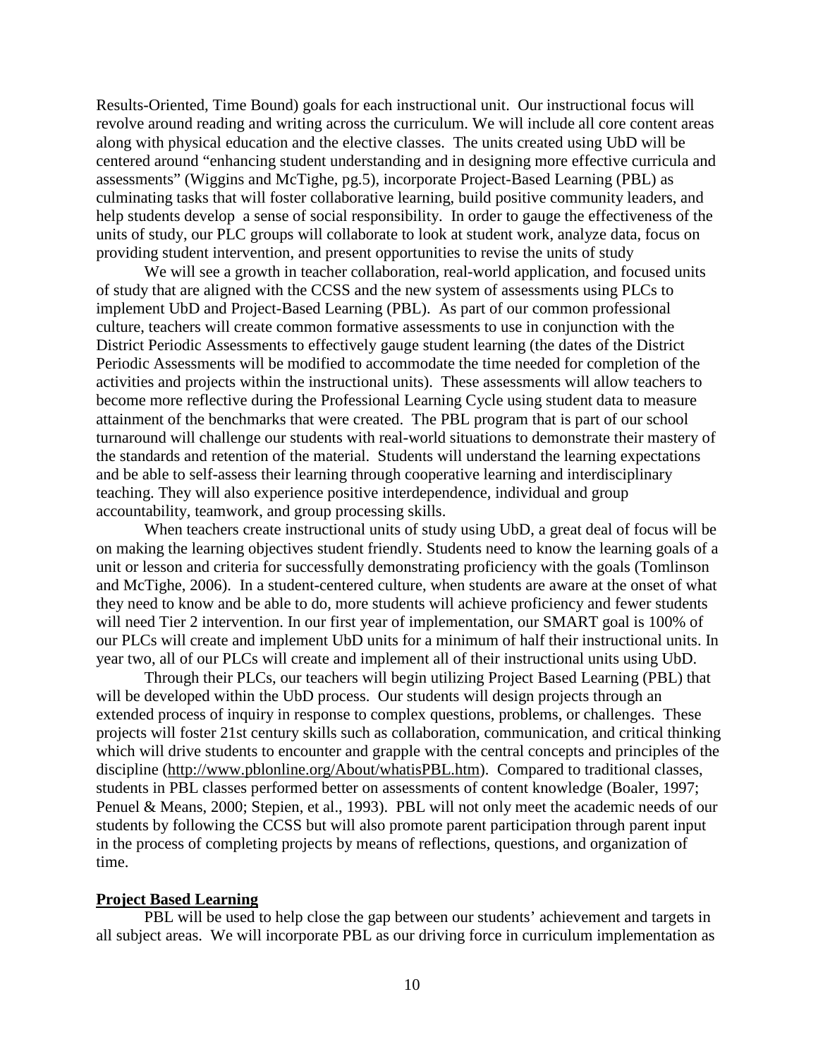Results-Oriented, Time Bound) goals for each instructional unit. Our instructional focus will revolve around reading and writing across the curriculum. We will include all core content areas along with physical education and the elective classes. The units created using UbD will be centered around "enhancing student understanding and in designing more effective curricula and assessments" (Wiggins and McTighe, pg.5), incorporate Project-Based Learning (PBL) as culminating tasks that will foster collaborative learning, build positive community leaders, and help students develop a sense of social responsibility. In order to gauge the effectiveness of the units of study, our PLC groups will collaborate to look at student work, analyze data, focus on providing student intervention, and present opportunities to revise the units of study

We will see a growth in teacher collaboration, real-world application, and focused units of study that are aligned with the CCSS and the new system of assessments using PLCs to implement UbD and Project-Based Learning (PBL). As part of our common professional culture, teachers will create common formative assessments to use in conjunction with the District Periodic Assessments to effectively gauge student learning (the dates of the District Periodic Assessments will be modified to accommodate the time needed for completion of the activities and projects within the instructional units). These assessments will allow teachers to become more reflective during the Professional Learning Cycle using student data to measure attainment of the benchmarks that were created. The PBL program that is part of our school turnaround will challenge our students with real-world situations to demonstrate their mastery of the standards and retention of the material. Students will understand the learning expectations and be able to self-assess their learning through cooperative learning and interdisciplinary teaching. They will also experience positive interdependence, individual and group accountability, teamwork, and group processing skills.

When teachers create instructional units of study using UbD, a great deal of focus will be on making the learning objectives student friendly. Students need to know the learning goals of a unit or lesson and criteria for successfully demonstrating proficiency with the goals (Tomlinson and McTighe, 2006). In a student-centered culture, when students are aware at the onset of what they need to know and be able to do, more students will achieve proficiency and fewer students will need Tier 2 intervention. In our first year of implementation, our SMART goal is 100% of our PLCs will create and implement UbD units for a minimum of half their instructional units. In year two, all of our PLCs will create and implement all of their instructional units using UbD.

Through their PLCs, our teachers will begin utilizing Project Based Learning (PBL) that will be developed within the UbD process. Our students will design projects through an extended process of inquiry in response to complex questions, problems, or challenges. These projects will foster 21st century skills such as collaboration, communication, and critical thinking which will drive students to encounter and grapple with the central concepts and principles of the discipline (http://www.pblonline.org/About/whatisPBL.htm). Compared to traditional classes, students in PBL classes performed better on assessments of content knowledge (Boaler, 1997; Penuel & Means, 2000; Stepien, et al., 1993). PBL will not only meet the academic needs of our students by following the CCSS but will also promote parent participation through parent input in the process of completing projects by means of reflections, questions, and organization of time.

**Project Based Learning**

PBL will be used to help close the gap between our students' achievement and targets in all subject areas. We will incorporate PBL as our driving force in curriculum implementation as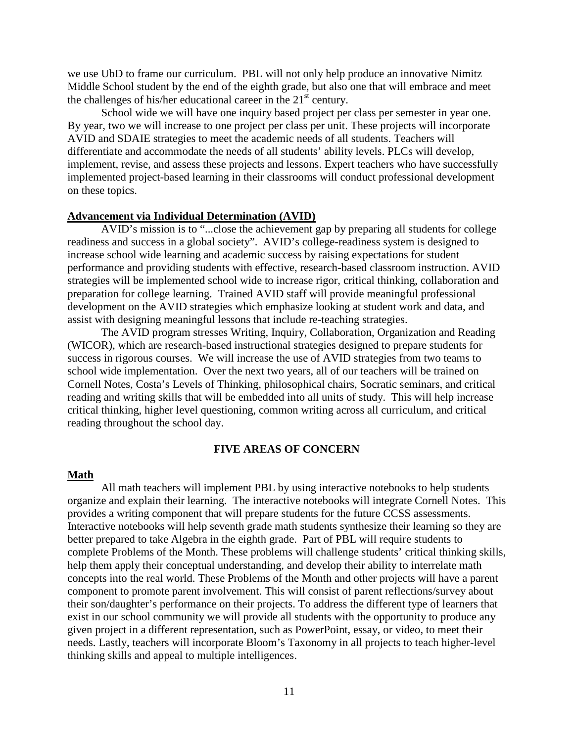we use UbD to frame our curriculum. PBL will not only help produce an innovative Nimitz Middle School student by the end of the eighth grade, but also one that will embrace and meet the challenges of his/her educational career in the 21st century.

School wide we will have one inquiry based project per class per semester in year one. By year, two we will increase to one project per class per unit. These projects will incorporate AVID and SDAIE strategies to meet the academic needs of all students. Teachers will differentiate and accommodate the needs of all students' ability levels. PLCs will develop, implement, revise, and assess these projects and lessons. Expert teachers who have successfully implemented project-based learning in their classrooms will conduct professional development on these topics.

**Advancement via Individual Determination (AVID)**

AVID's mission is to "...close the achievement gap by preparing all students for college readiness and success in a global society". AVID's college-readiness system is designed to increase school wide learning and academic success by raising expectations for student performance and providing students with effective, research-based classroom instruction. AVID strategies will be implemented school wide to increase rigor, critical thinking, collaboration and preparation for college learning. Trained AVID staff will provide meaningful professional development on the AVID strategies which emphasize looking at student work and data, and assist with designing meaningful lessons that include re-teaching strategies.

The AVID program stresses Writing, Inquiry, Collaboration, Organization and Reading (WICOR), which are research-based instructional strategies designed to prepare students for success in rigorous courses. We will increase the use of AVID strategies from two teams to school wide implementation. Over the next two years, all of our teachers will be trained on Cornell Notes, Costa's Levels of Thinking, philosophical chairs, Socratic seminars, and critical reading and writing skills that will be embedded into all units of study. This will help increase critical thinking, higher level questioning, common writing across all curriculum, and critical reading throughout the school day.

## FIVE AREAS OF CONCERN

**Math**

All math teachers will implement PBL by using interactive notebooks to help students organize and explain their learning. The interactive notebooks will integrate Cornell Notes. This provides a writing component that will prepare students for the future CCSS assessments. Interactive notebooks will help seventh grade math students synthesize their learning so they are better prepared to take Algebra in the eighth grade. Part of PBL will require students to complete Problems of the Month. These problems will challenge students' critical thinking skills, help them apply their conceptual understanding, and develop their ability to interrelate math concepts into the real world. These Problems of the Month and other projects will have a parent component to promote parent involvement. This will consist of parent reflections/survey about their son/daughter's performance on their projects. To address the different type of learners that exist in our school community we will provide all students with the opportunity to produce any given project in a different representation, such as PowerPoint, essay, or video, to meet their needs. Lastly, teachers will incorporate Bloom's Taxonomy in all projects to teach higher-level thinking skills and appeal to multiple intelligences.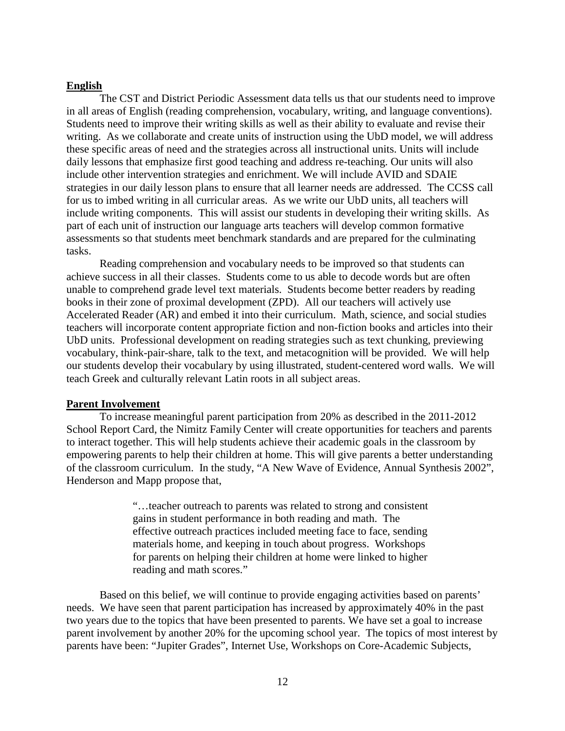**English**

The CST and District Periodic Assessment data tells us that our students need to improve in all areas of English (reading comprehension, vocabulary, writing, and language conventions). Students need to improve their writing skills as well as their ability to evaluate and revise their writing. As we collaborate and create units of instruction using the UbD model, we will address these specific areas of need and the strategies across all instructional units. Units will include daily lessons that emphasize first good teaching and address re-teaching. Our units will also include other intervention strategies and enrichment. We will include AVID and SDAIE strategies in our daily lesson plans to ensure that all learner needs are addressed. The CCSS call for us to imbed writing in all curricular areas. As we write our UbD units, all teachers will include writing components. This will assist our students in developing their writing skills. As part of each unit of instruction our language arts teachers will develop common formative assessments so that students meet benchmark standards and are prepared for the culminating tasks.

Reading comprehension and vocabulary needs to be improved so that students can achieve success in all their classes. Students come to us able to decode words but are often unable to comprehend grade level text materials. Students become better readers by reading books in their zone of proximal development (ZPD). All our teachers will actively use Accelerated Reader (AR) and embed it into their curriculum. Math, science, and social studies teachers will incorporate content appropriate fiction and non-fiction books and articles into their UbD units. Professional development on reading strategies such as text chunking, previewing vocabulary, think-pair-share, talk to the text, and metacognition will be provided. We will help our students develop their vocabulary by using illustrated, student-centered word walls. We will teach Greek and culturally relevant Latin roots in all subject areas.

**Parent Involvement**

To increase meaningful parent participation from 20% as described in the 2011-2012 School Report Card, the Nimitz Family Center will create opportunities for teachers and parents to interact together. This will help students achieve their academic goals in the classroom by empowering parents to help their children at home. This will give parents a better understanding of the classroom curriculum. In the study, "A New Wave of Evidence, Annual Synthesis 2002", Henderson and Mapp propose that,

> "…teacher outreach to parents was related to strong and consistent gains in student performance in both reading and math. The effective outreach practices included meeting face to face, sending materials home, and keeping in touch about progress. Workshops for parents on helping their children at home were linked to higher reading and math scores."

Based on this belief, we will continue to provide engaging activities based on parents' needs. We have seen that parent participation has increased by approximately 40% in the past two years due to the topics that have been presented to parents. We have set a goal to increase parent involvement by another 20% for the upcoming school year. The topics of most interest by parents have been: "Jupiter Grades", Internet Use, Workshops on Core-Academic Subjects,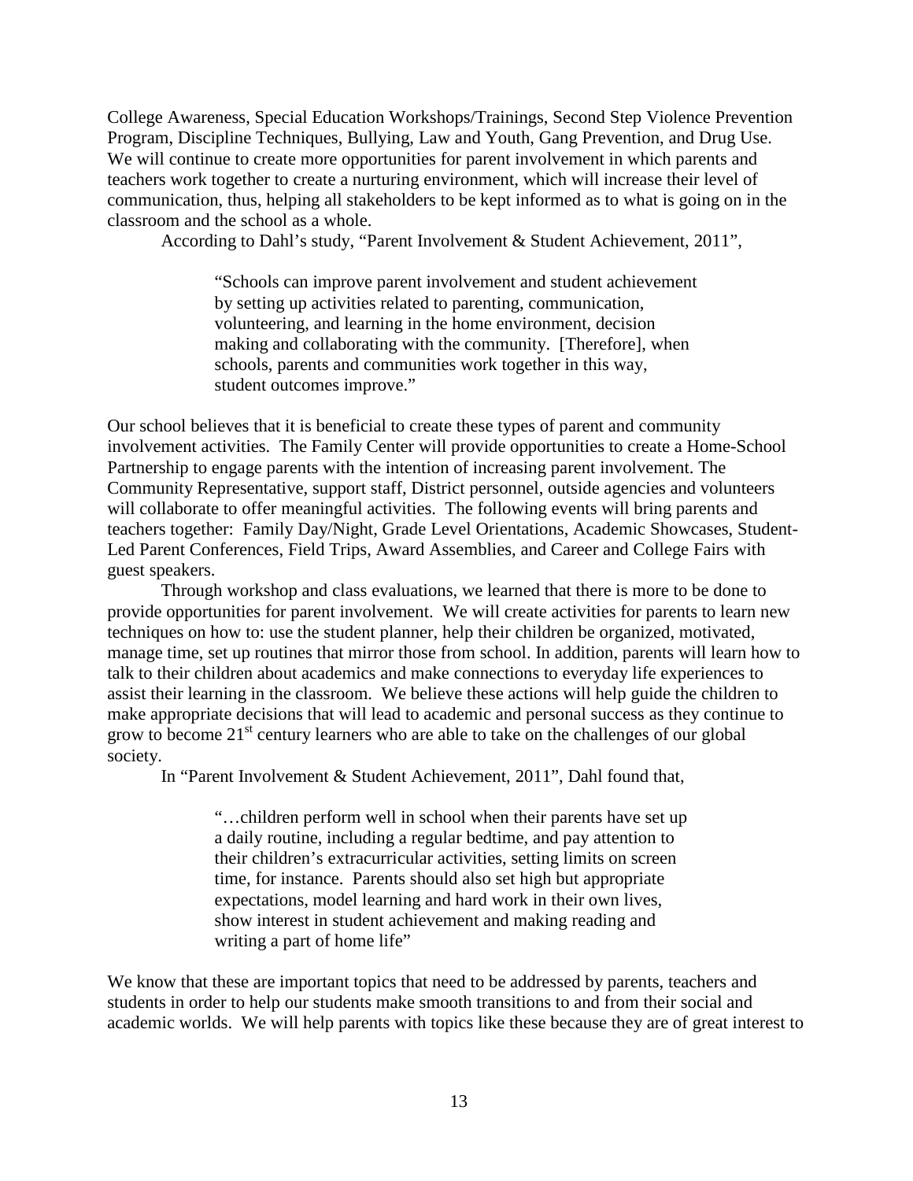College Awareness, Special Education Workshops/Trainings, Second Step Violence Prevention Program, Discipline Techniques, Bullying, Law and Youth, Gang Prevention, and Drug Use. We will continue to create more opportunities for parent involvement in which parents and teachers work together to create a nurturing environment, which will increase their level of communication, thus, helping all stakeholders to be kept informed as to what is going on in the classroom and the school as a whole.

According to Dahl's study, "Parent Involvement & Student Achievement, 2011",

> "Schools can improve parent involvement and student achievement by setting up activities related to parenting, communication, volunteering, and learning in the home environment, decision making and collaborating with the community. [Therefore], when schools, parents and communities work together in this way, student outcomes improve."

Our school believes that it is beneficial to create these types of parent and community involvement activities. The Family Center will provide opportunities to create a Home-School Partnership to engage parents with the intention of increasing parent involvement. The Community Representative, support staff, District personnel, outside agencies and volunteers will collaborate to offer meaningful activities. The following events will bring parents and teachers together: Family Day/Night, Grade Level Orientations, Academic Showcases, Student-Led Parent Conferences, Field Trips, Award Assemblies, and Career and College Fairs with guest speakers.

Through workshop and class evaluations, we learned that there is more to be done to provide opportunities for parent involvement. We will create activities for parents to learn new techniques on how to: use the student planner, help their children be organized, motivated, manage time, set up routines that mirror those from school. In addition, parents will learn how to talk to their children about academics and make connections to everyday life experiences to assist their learning in the classroom. We believe these actions will help guide the children to make appropriate decisions that will lead to academic and personal success as they continue to grow to become 21st century learners who are able to take on the challenges of our global society.

In "Parent Involvement & Student Achievement, 2011", Dahl found that,

> "…children perform well in school when their parents have set up a daily routine, including a regular bedtime, and pay attention to their children's extracurricular activities, setting limits on screen time, for instance. Parents should also set high but appropriate expectations, model learning and hard work in their own lives, show interest in student achievement and making reading and writing a part of home life"

We know that these are important topics that need to be addressed by parents, teachers and students in order to help our students make smooth transitions to and from their social and academic worlds. We will help parents with topics like these because they are of great interest to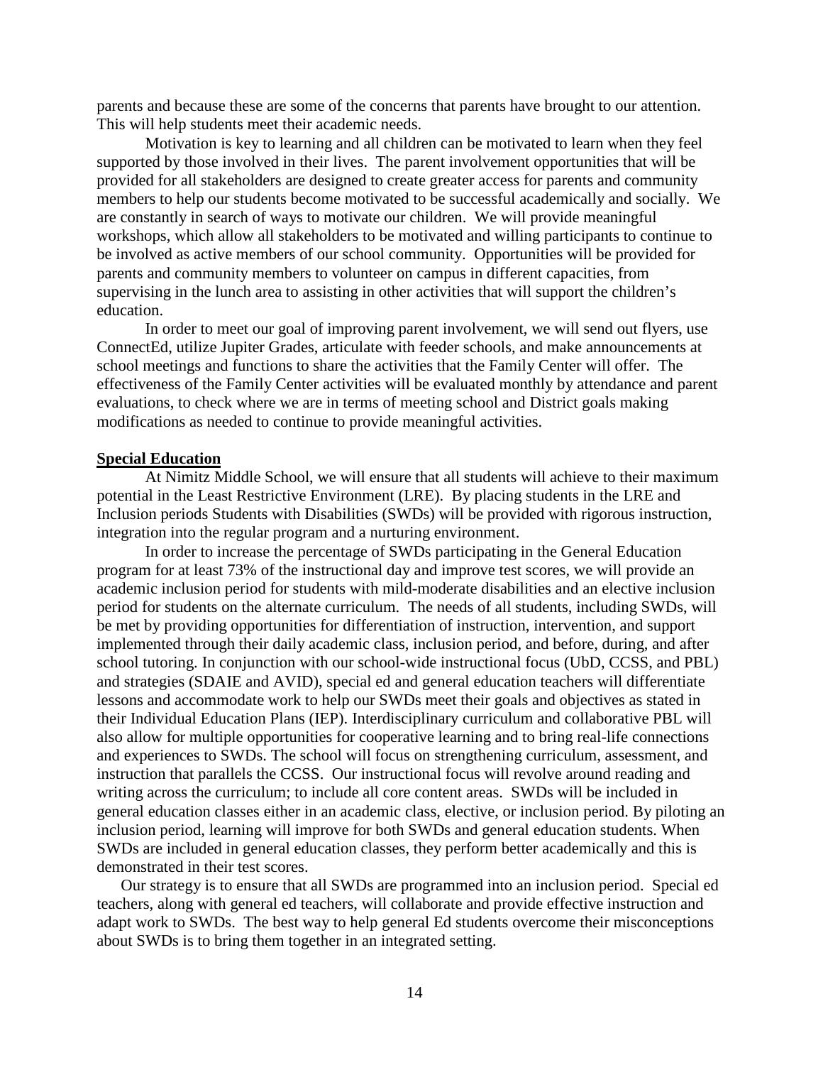parents and because these are some of the concerns that parents have brought to our attention. This will help students meet their academic needs.

Motivation is key to learning and all children can be motivated to learn when they feel supported by those involved in their lives. The parent involvement opportunities that will be provided for all stakeholders are designed to create greater access for parents and community members to help our students become motivated to be successful academically and socially. We are constantly in search of ways to motivate our children. We will provide meaningful workshops, which allow all stakeholders to be motivated and willing participants to continue to be involved as active members of our school community. Opportunities will be provided for parents and community members to volunteer on campus in different capacities, from supervising in the lunch area to assisting in other activities that will support the children's education.

In order to meet our goal of improving parent involvement, we will send out flyers, use ConnectEd, utilize Jupiter Grades, articulate with feeder schools, and make announcements at school meetings and functions to share the activities that the Family Center will offer. The effectiveness of the Family Center activities will be evaluated monthly by attendance and parent evaluations, to check where we are in terms of meeting school and District goals making modifications as needed to continue to provide meaningful activities.

**Special Education**

At Nimitz Middle School, we will ensure that all students will achieve to their maximum potential in the Least Restrictive Environment (LRE). By placing students in the LRE and Inclusion periods Students with Disabilities (SWDs) will be provided with rigorous instruction, integration into the regular program and a nurturing environment.

In order to increase the percentage of SWDs participating in the General Education program for at least 73% of the instructional day and improve test scores, we will provide an academic inclusion period for students with mild-moderate disabilities and an elective inclusion period for students on the alternate curriculum. The needs of all students, including SWDs, will be met by providing opportunities for differentiation of instruction, intervention, and support implemented through their daily academic class, inclusion period, and before, during, and after school tutoring. In conjunction with our school-wide instructional focus (UbD, CCSS, and PBL) and strategies (SDAIE and AVID), special ed and general education teachers will differentiate lessons and accommodate work to help our SWDs meet their goals and objectives as stated in their Individual Education Plans (IEP). Interdisciplinary curriculum and collaborative PBL will also allow for multiple opportunities for cooperative learning and to bring real-life connections and experiences to SWDs. The school will focus on strengthening curriculum, assessment, and instruction that parallels the CCSS. Our instructional focus will revolve around reading and writing across the curriculum; to include all core content areas. SWDs will be included in general education classes either in an academic class, elective, or inclusion period. By piloting an inclusion period, learning will improve for both SWDs and general education students. When SWDs are included in general education classes, they perform better academically and this is demonstrated in their test scores.

Our strategy is to ensure that all SWDs are programmed into an inclusion period. Special ed teachers, along with general ed teachers, will collaborate and provide effective instruction and adapt work to SWDs. The best way to help general Ed students overcome their misconceptions about SWDs is to bring them together in an integrated setting.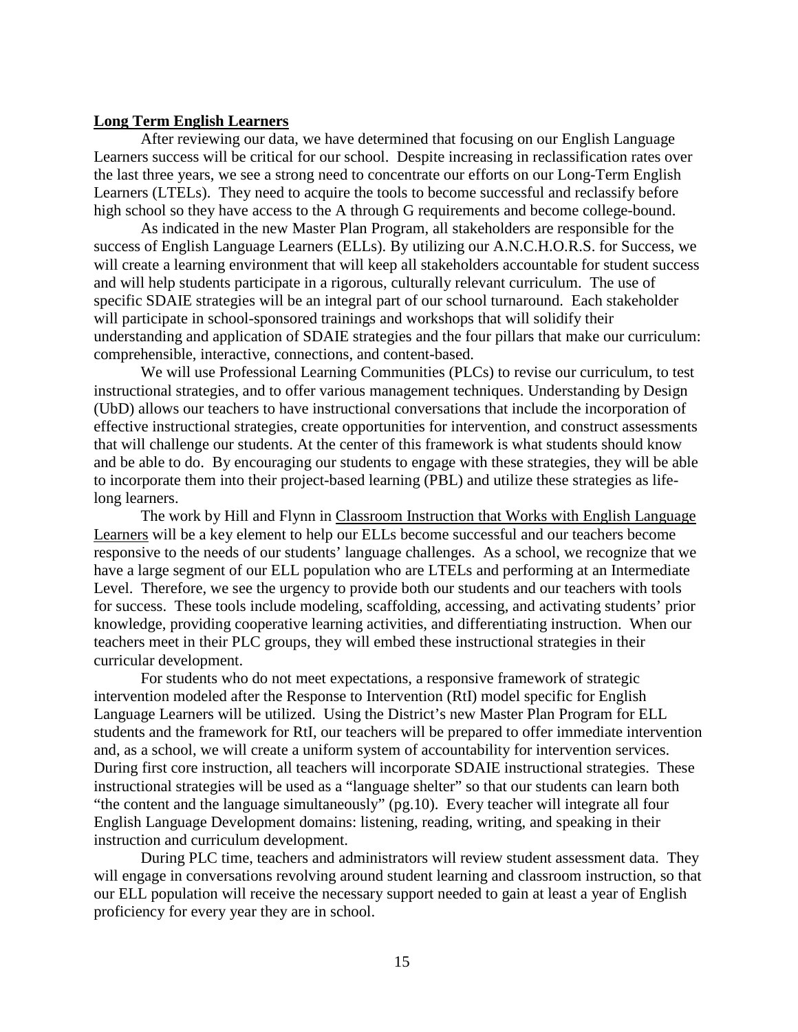## Long Term English Learners

After reviewing our data, we have determined that focusing on our English Language Learners success will be critical for our school. Despite increasing in reclassification rates over the last three years, we see a strong need to concentrate our efforts on our Long-Term English Learners (LTELs). They need to acquire the tools to become successful and reclassify before high school so they have access to the A through G requirements and become college-bound.

As indicated in the new Master Plan Program, all stakeholders are responsible for the success of English Language Learners (ELLs). By utilizing our A.N.C.H.O.R.S. for Success, we will create a learning environment that will keep all stakeholders accountable for student success and will help students participate in a rigorous, culturally relevant curriculum. The use of specific SDAIE strategies will be an integral part of our school turnaround. Each stakeholder will participate in school-sponsored trainings and workshops that will solidify their understanding and application of SDAIE strategies and the four pillars that make our curriculum: comprehensible, interactive, connections, and content-based.

We will use Professional Learning Communities (PLCs) to revise our curriculum, to test instructional strategies, and to offer various management techniques. Understanding by Design (UbD) allows our teachers to have instructional conversations that include the incorporation of effective instructional strategies, create opportunities for intervention, and construct assessments that will challenge our students. At the center of this framework is what students should know and be able to do. By encouraging our students to engage with these strategies, they will be able to incorporate them into their project-based learning (PBL) and utilize these strategies as life-long learners.

The work by Hill and Flynn in Classroom Instruction that Works with English Language Learners will be a key element to help our ELLs become successful and our teachers become responsive to the needs of our students' language challenges. As a school, we recognize that we have a large segment of our ELL population who are LTELs and performing at an Intermediate Level. Therefore, we see the urgency to provide both our students and our teachers with tools for success. These tools include modeling, scaffolding, accessing, and activating students' prior knowledge, providing cooperative learning activities, and differentiating instruction. When our teachers meet in their PLC groups, they will embed these instructional strategies in their curricular development.

For students who do not meet expectations, a responsive framework of strategic intervention modeled after the Response to Intervention (RtI) model specific for English Language Learners will be utilized. Using the District's new Master Plan Program for ELL students and the framework for RtI, our teachers will be prepared to offer immediate intervention and, as a school, we will create a uniform system of accountability for intervention services. During first core instruction, all teachers will incorporate SDAIE instructional strategies. These instructional strategies will be used as a "language shelter" so that our students can learn both "the content and the language simultaneously" (pg.10). Every teacher will integrate all four English Language Development domains: listening, reading, writing, and speaking in their instruction and curriculum development.

During PLC time, teachers and administrators will review student assessment data. They will engage in conversations revolving around student learning and classroom instruction, so that our ELL population will receive the necessary support needed to gain at least a year of English proficiency for every year they are in school.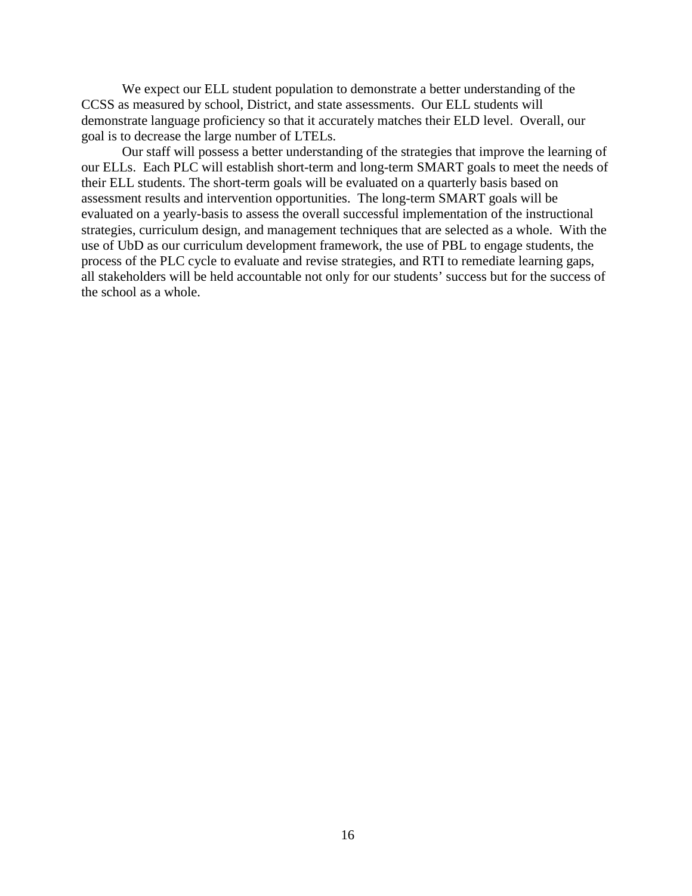We expect our ELL student population to demonstrate a better understanding of the CCSS as measured by school, District, and state assessments. Our ELL students will demonstrate language proficiency so that it accurately matches their ELD level. Overall, our goal is to decrease the large number of LTELs.

Our staff will possess a better understanding of the strategies that improve the learning of our ELLs. Each PLC will establish short-term and long-term SMART goals to meet the needs of their ELL students. The short-term goals will be evaluated on a quarterly basis based on assessment results and intervention opportunities. The long-term SMART goals will be evaluated on a yearly-basis to assess the overall successful implementation of the instructional strategies, curriculum design, and management techniques that are selected as a whole. With the use of UbD as our curriculum development framework, the use of PBL to engage students, the process of the PLC cycle to evaluate and revise strategies, and RTI to remediate learning gaps, all stakeholders will be held accountable not only for our students' success but for the success of the school as a whole.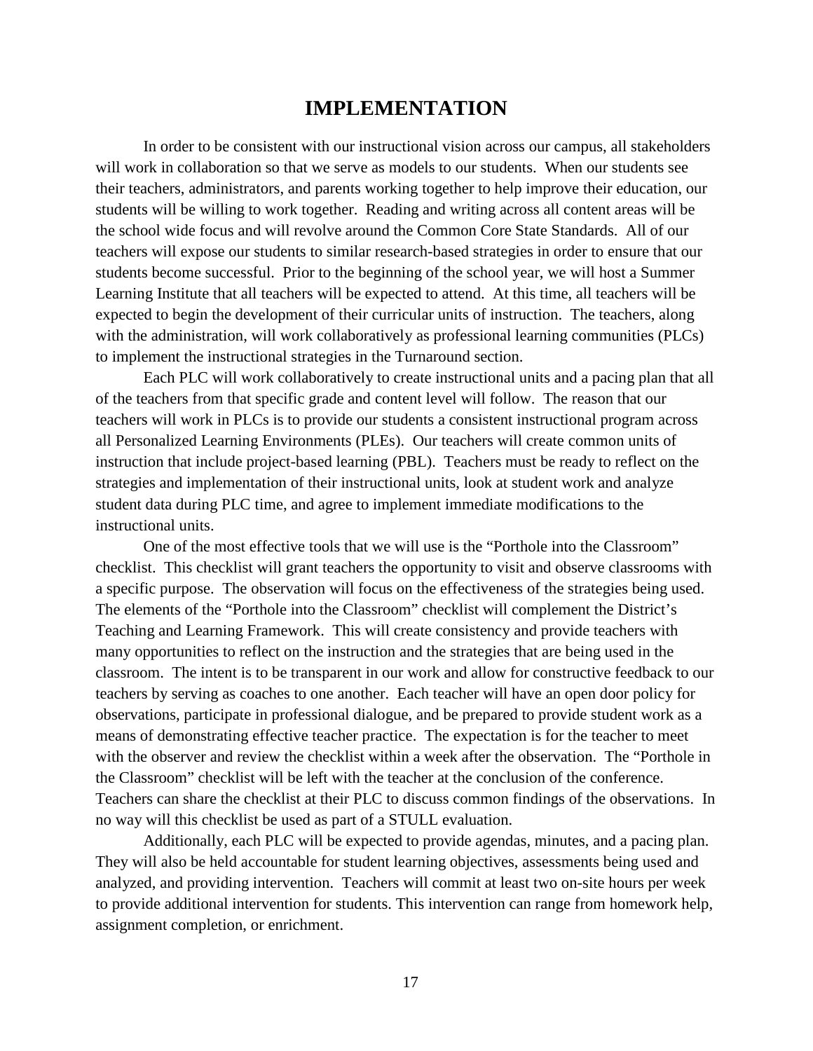# IMPLEMENTATION

In order to be consistent with our instructional vision across our campus, all stakeholders will work in collaboration so that we serve as models to our students. When our students see their teachers, administrators, and parents working together to help improve their education, our students will be willing to work together. Reading and writing across all content areas will be the school wide focus and will revolve around the Common Core State Standards. All of our teachers will expose our students to similar research-based strategies in order to ensure that our students become successful. Prior to the beginning of the school year, we will host a Summer Learning Institute that all teachers will be expected to attend. At this time, all teachers will be expected to begin the development of their curricular units of instruction. The teachers, along with the administration, will work collaboratively as professional learning communities (PLCs) to implement the instructional strategies in the Turnaround section.

Each PLC will work collaboratively to create instructional units and a pacing plan that all of the teachers from that specific grade and content level will follow. The reason that our teachers will work in PLCs is to provide our students a consistent instructional program across all Personalized Learning Environments (PLEs). Our teachers will create common units of instruction that include project-based learning (PBL). Teachers must be ready to reflect on the strategies and implementation of their instructional units, look at student work and analyze student data during PLC time, and agree to implement immediate modifications to the instructional units.

One of the most effective tools that we will use is the "Porthole into the Classroom" checklist. This checklist will grant teachers the opportunity to visit and observe classrooms with a specific purpose. The observation will focus on the effectiveness of the strategies being used. The elements of the "Porthole into the Classroom" checklist will complement the District's Teaching and Learning Framework. This will create consistency and provide teachers with many opportunities to reflect on the instruction and the strategies that are being used in the classroom. The intent is to be transparent in our work and allow for constructive feedback to our teachers by serving as coaches to one another. Each teacher will have an open door policy for observations, participate in professional dialogue, and be prepared to provide student work as a means of demonstrating effective teacher practice. The expectation is for the teacher to meet with the observer and review the checklist within a week after the observation. The "Porthole in the Classroom" checklist will be left with the teacher at the conclusion of the conference. Teachers can share the checklist at their PLC to discuss common findings of the observations. In no way will this checklist be used as part of a STULL evaluation.

Additionally, each PLC will be expected to provide agendas, minutes, and a pacing plan. They will also be held accountable for student learning objectives, assessments being used and analyzed, and providing intervention. Teachers will commit at least two on-site hours per week to provide additional intervention for students. This intervention can range from homework help, assignment completion, or enrichment.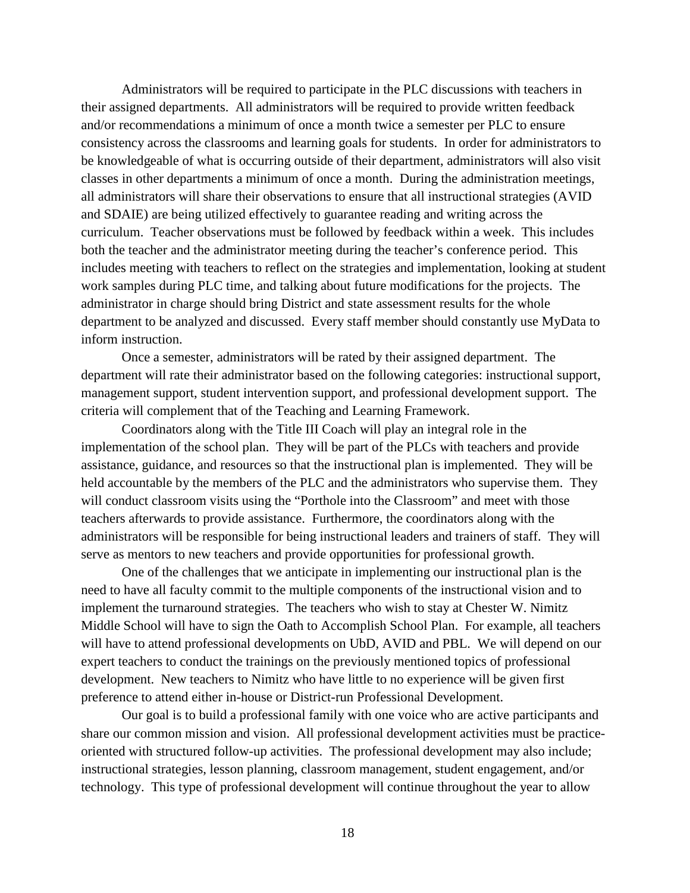Administrators will be required to participate in the PLC discussions with teachers in their assigned departments. All administrators will be required to provide written feedback and/or recommendations a minimum of once a month twice a semester per PLC to ensure consistency across the classrooms and learning goals for students. In order for administrators to be knowledgeable of what is occurring outside of their department, administrators will also visit classes in other departments a minimum of once a month. During the administration meetings, all administrators will share their observations to ensure that all instructional strategies (AVID and SDAIE) are being utilized effectively to guarantee reading and writing across the curriculum. Teacher observations must be followed by feedback within a week. This includes both the teacher and the administrator meeting during the teacher's conference period. This includes meeting with teachers to reflect on the strategies and implementation, looking at student work samples during PLC time, and talking about future modifications for the projects. The administrator in charge should bring District and state assessment results for the whole department to be analyzed and discussed. Every staff member should constantly use MyData to inform instruction.

Once a semester, administrators will be rated by their assigned department. The department will rate their administrator based on the following categories: instructional support, management support, student intervention support, and professional development support. The criteria will complement that of the Teaching and Learning Framework.

Coordinators along with the Title III Coach will play an integral role in the implementation of the school plan. They will be part of the PLCs with teachers and provide assistance, guidance, and resources so that the instructional plan is implemented. They will be held accountable by the members of the PLC and the administrators who supervise them. They will conduct classroom visits using the "Porthole into the Classroom" and meet with those teachers afterwards to provide assistance. Furthermore, the coordinators along with the administrators will be responsible for being instructional leaders and trainers of staff. They will serve as mentors to new teachers and provide opportunities for professional growth.

One of the challenges that we anticipate in implementing our instructional plan is the need to have all faculty commit to the multiple components of the instructional vision and to implement the turnaround strategies. The teachers who wish to stay at Chester W. Nimitz Middle School will have to sign the Oath to Accomplish School Plan. For example, all teachers will have to attend professional developments on UbD, AVID and PBL. We will depend on our expert teachers to conduct the trainings on the previously mentioned topics of professional development. New teachers to Nimitz who have little to no experience will be given first preference to attend either in-house or District-run Professional Development.

Our goal is to build a professional family with one voice who are active participants and share our common mission and vision. All professional development activities must be practice-oriented with structured follow-up activities. The professional development may also include; instructional strategies, lesson planning, classroom management, student engagement, and/or technology. This type of professional development will continue throughout the year to allow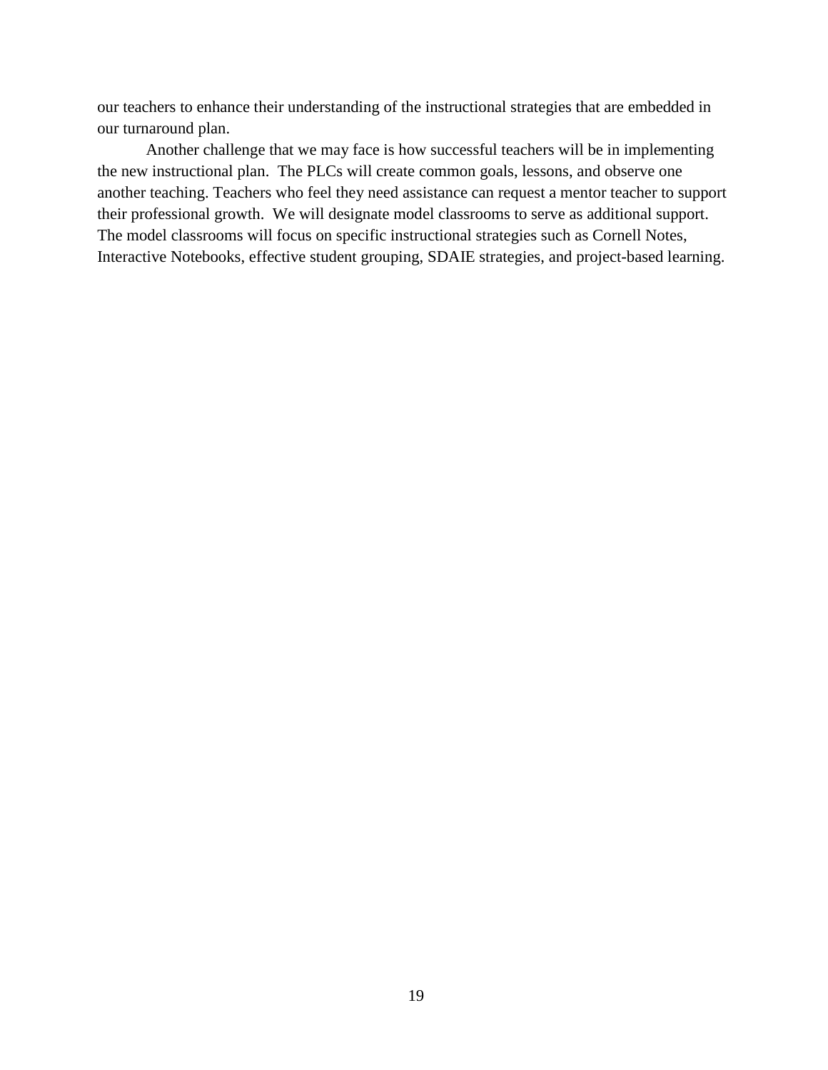our teachers to enhance their understanding of the instructional strategies that are embedded in our turnaround plan.

Another challenge that we may face is how successful teachers will be in implementing the new instructional plan. The PLCs will create common goals, lessons, and observe one another teaching. Teachers who feel they need assistance can request a mentor teacher to support their professional growth. We will designate model classrooms to serve as additional support. The model classrooms will focus on specific instructional strategies such as Cornell Notes, Interactive Notebooks, effective student grouping, SDAIE strategies, and project-based learning.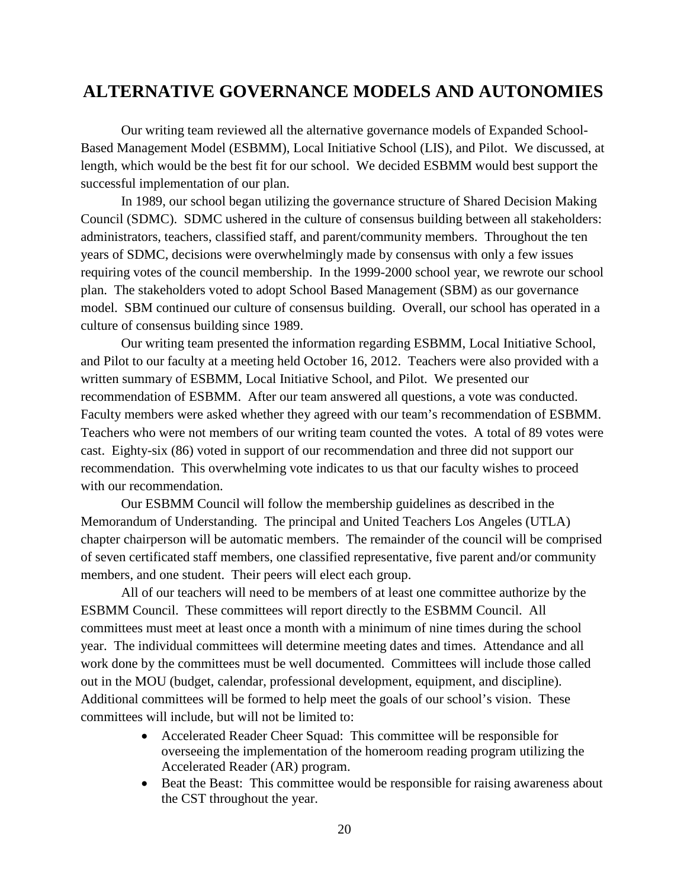# ALTERNATIVE GOVERNANCE MODELS AND AUTONOMIES

Our writing team reviewed all the alternative governance models of Expanded School-Based Management Model (ESBMM), Local Initiative School (LIS), and Pilot. We discussed, at length, which would be the best fit for our school. We decided ESBMM would best support the successful implementation of our plan.

In 1989, our school began utilizing the governance structure of Shared Decision Making Council (SDMC). SDMC ushered in the culture of consensus building between all stakeholders: administrators, teachers, classified staff, and parent/community members. Throughout the ten years of SDMC, decisions were overwhelmingly made by consensus with only a few issues requiring votes of the council membership. In the 1999-2000 school year, we rewrote our school plan. The stakeholders voted to adopt School Based Management (SBM) as our governance model. SBM continued our culture of consensus building. Overall, our school has operated in a culture of consensus building since 1989.

Our writing team presented the information regarding ESBMM, Local Initiative School, and Pilot to our faculty at a meeting held October 16, 2012. Teachers were also provided with a written summary of ESBMM, Local Initiative School, and Pilot. We presented our recommendation of ESBMM. After our team answered all questions, a vote was conducted. Faculty members were asked whether they agreed with our team's recommendation of ESBMM. Teachers who were not members of our writing team counted the votes. A total of 89 votes were cast. Eighty-six (86) voted in support of our recommendation and three did not support our recommendation. This overwhelming vote indicates to us that our faculty wishes to proceed with our recommendation.

Our ESBMM Council will follow the membership guidelines as described in the Memorandum of Understanding. The principal and United Teachers Los Angeles (UTLA) chapter chairperson will be automatic members. The remainder of the council will be comprised of seven certificated staff members, one classified representative, five parent and/or community members, and one student. Their peers will elect each group.

All of our teachers will need to be members of at least one committee authorize by the ESBMM Council. These committees will report directly to the ESBMM Council. All committees must meet at least once a month with a minimum of nine times during the school year. The individual committees will determine meeting dates and times. Attendance and all work done by the committees must be well documented. Committees will include those called out in the MOU (budget, calendar, professional development, equipment, and discipline). Additional committees will be formed to help meet the goals of our school's vision. These committees will include, but will not be limited to:

- Accelerated Reader Cheer Squad: This committee will be responsible for overseeing the implementation of the homeroom reading program utilizing the Accelerated Reader (AR) program.
- Beat the Beast: This committee would be responsible for raising awareness about the CST throughout the year.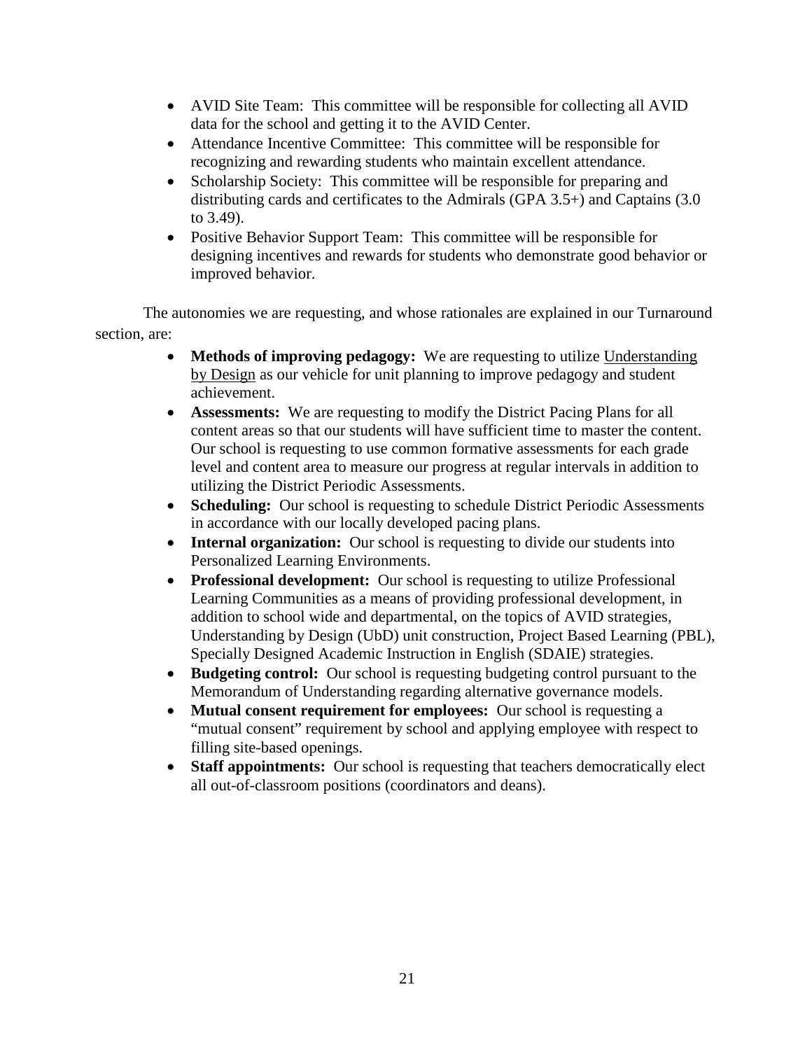- AVID Site Team: This committee will be responsible for collecting all AVID data for the school and getting it to the AVID Center.
- Attendance Incentive Committee: This committee will be responsible for recognizing and rewarding students who maintain excellent attendance.
- Scholarship Society: This committee will be responsible for preparing and distributing cards and certificates to the Admirals (GPA 3.5+) and Captains (3.0 to 3.49).
- Positive Behavior Support Team: This committee will be responsible for designing incentives and rewards for students who demonstrate good behavior or improved behavior.

The autonomies we are requesting, and whose rationales are explained in our Turnaround section, are:

- **Methods of improving pedagogy:** We are requesting to utilize Understanding by Design as our vehicle for unit planning to improve pedagogy and student achievement.
- **Assessments:** We are requesting to modify the District Pacing Plans for all content areas so that our students will have sufficient time to master the content. Our school is requesting to use common formative assessments for each grade level and content area to measure our progress at regular intervals in addition to utilizing the District Periodic Assessments.
- **Scheduling:** Our school is requesting to schedule District Periodic Assessments in accordance with our locally developed pacing plans.
- **Internal organization:** Our school is requesting to divide our students into Personalized Learning Environments.
- **Professional development:** Our school is requesting to utilize Professional Learning Communities as a means of providing professional development, in addition to school wide and departmental, on the topics of AVID strategies, Understanding by Design (UbD) unit construction, Project Based Learning (PBL), Specially Designed Academic Instruction in English (SDAIE) strategies.
- **Budgeting control:** Our school is requesting budgeting control pursuant to the Memorandum of Understanding regarding alternative governance models.
- **Mutual consent requirement for employees:** Our school is requesting a "mutual consent" requirement by school and applying employee with respect to filling site-based openings.
- **Staff appointments:** Our school is requesting that teachers democratically elect all out-of-classroom positions (coordinators and deans).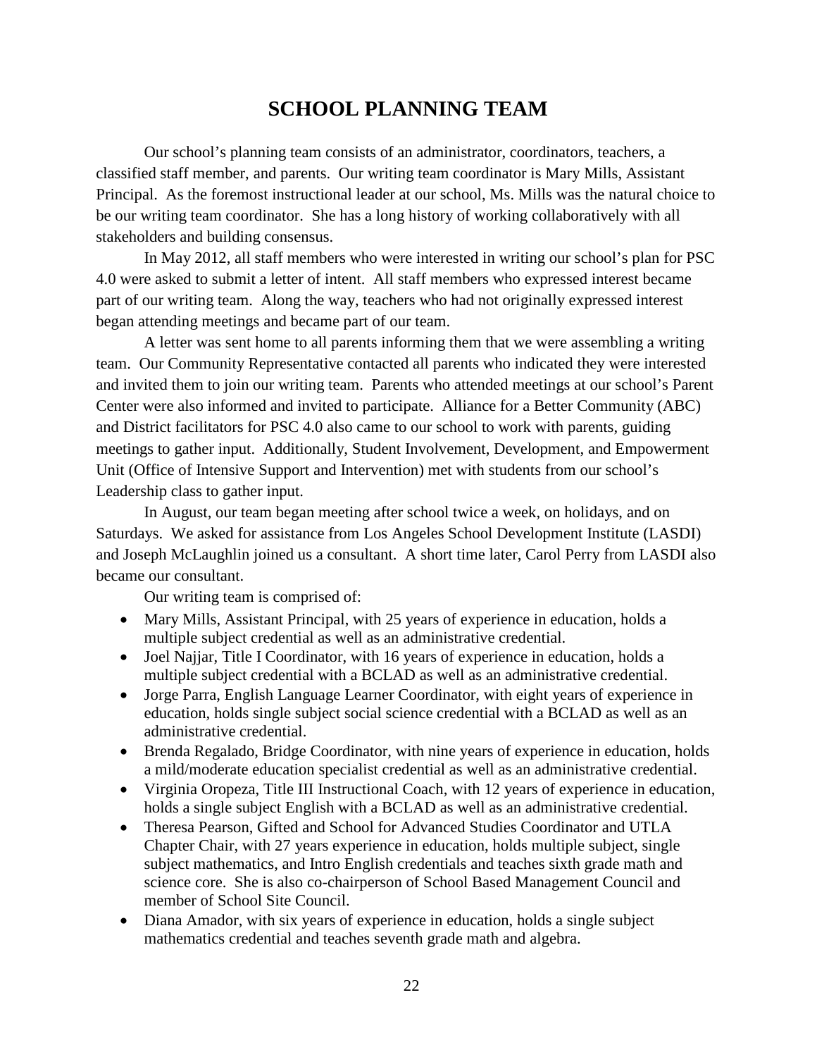# SCHOOL PLANNING TEAM

Our school's planning team consists of an administrator, coordinators, teachers, a classified staff member, and parents. Our writing team coordinator is Mary Mills, Assistant Principal. As the foremost instructional leader at our school, Ms. Mills was the natural choice to be our writing team coordinator. She has a long history of working collaboratively with all stakeholders and building consensus.

In May 2012, all staff members who were interested in writing our school's plan for PSC 4.0 were asked to submit a letter of intent. All staff members who expressed interest became part of our writing team. Along the way, teachers who had not originally expressed interest began attending meetings and became part of our team.

A letter was sent home to all parents informing them that we were assembling a writing team. Our Community Representative contacted all parents who indicated they were interested and invited them to join our writing team. Parents who attended meetings at our school's Parent Center were also informed and invited to participate. Alliance for a Better Community (ABC) and District facilitators for PSC 4.0 also came to our school to work with parents, guiding meetings to gather input. Additionally, Student Involvement, Development, and Empowerment Unit (Office of Intensive Support and Intervention) met with students from our school's Leadership class to gather input.

In August, our team began meeting after school twice a week, on holidays, and on Saturdays. We asked for assistance from Los Angeles School Development Institute (LASDI) and Joseph McLaughlin joined us a consultant. A short time later, Carol Perry from LASDI also became our consultant.

Our writing team is comprised of:

- Mary Mills, Assistant Principal, with 25 years of experience in education, holds a multiple subject credential as well as an administrative credential.
- Joel Najjar, Title I Coordinator, with 16 years of experience in education, holds a multiple subject credential with a BCLAD as well as an administrative credential.
- Jorge Parra, English Language Learner Coordinator, with eight years of experience in education, holds single subject social science credential with a BCLAD as well as an administrative credential.
- Brenda Regalado, Bridge Coordinator, with nine years of experience in education, holds a mild/moderate education specialist credential as well as an administrative credential.
- Virginia Oropeza, Title III Instructional Coach, with 12 years of experience in education, holds a single subject English with a BCLAD as well as an administrative credential.
- Theresa Pearson, Gifted and School for Advanced Studies Coordinator and UTLA Chapter Chair, with 27 years experience in education, holds multiple subject, single subject mathematics, and Intro English credentials and teaches sixth grade math and science core. She is also co-chairperson of School Based Management Council and member of School Site Council.
- Diana Amador, with six years of experience in education, holds a single subject mathematics credential and teaches seventh grade math and algebra.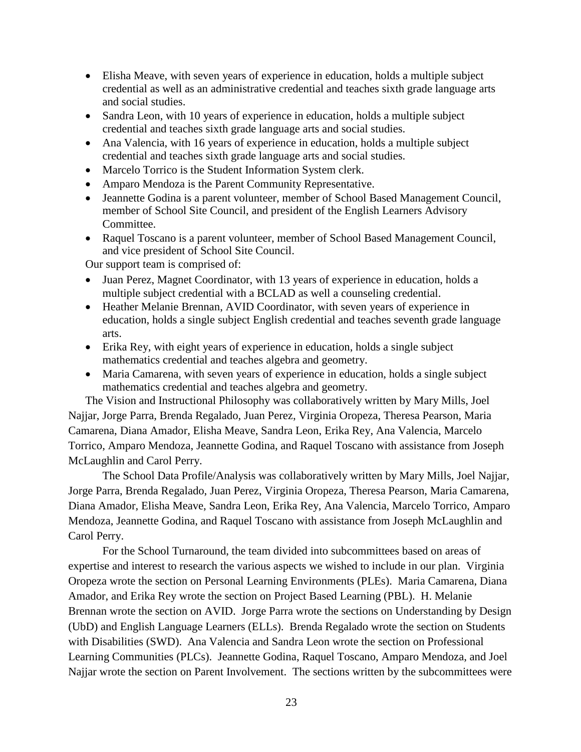- Elisha Meave, with seven years of experience in education, holds a multiple subject credential as well as an administrative credential and teaches sixth grade language arts and social studies.
- Sandra Leon, with 10 years of experience in education, holds a multiple subject credential and teaches sixth grade language arts and social studies.
- Ana Valencia, with 16 years of experience in education, holds a multiple subject credential and teaches sixth grade language arts and social studies.
- Marcelo Torrico is the Student Information System clerk.
- Amparo Mendoza is the Parent Community Representative.
- Jeannette Godina is a parent volunteer, member of School Based Management Council, member of School Site Council, and president of the English Learners Advisory Committee.
- Raquel Toscano is a parent volunteer, member of School Based Management Council, and vice president of School Site Council.

Our support team is comprised of:

- Juan Perez, Magnet Coordinator, with 13 years of experience in education, holds a multiple subject credential with a BCLAD as well a counseling credential.
- Heather Melanie Brennan, AVID Coordinator, with seven years of experience in education, holds a single subject English credential and teaches seventh grade language arts.
- Erika Rey, with eight years of experience in education, holds a single subject mathematics credential and teaches algebra and geometry.
- Maria Camarena, with seven years of experience in education, holds a single subject mathematics credential and teaches algebra and geometry.

The Vision and Instructional Philosophy was collaboratively written by Mary Mills, Joel Najjar, Jorge Parra, Brenda Regalado, Juan Perez, Virginia Oropeza, Theresa Pearson, Maria Camarena, Diana Amador, Elisha Meave, Sandra Leon, Erika Rey, Ana Valencia, Marcelo Torrico, Amparo Mendoza, Jeannette Godina, and Raquel Toscano with assistance from Joseph McLaughlin and Carol Perry.

The School Data Profile/Analysis was collaboratively written by Mary Mills, Joel Najjar, Jorge Parra, Brenda Regalado, Juan Perez, Virginia Oropeza, Theresa Pearson, Maria Camarena, Diana Amador, Elisha Meave, Sandra Leon, Erika Rey, Ana Valencia, Marcelo Torrico, Amparo Mendoza, Jeannette Godina, and Raquel Toscano with assistance from Joseph McLaughlin and Carol Perry.

For the School Turnaround, the team divided into subcommittees based on areas of expertise and interest to research the various aspects we wished to include in our plan. Virginia Oropeza wrote the section on Personal Learning Environments (PLEs). Maria Camarena, Diana Amador, and Erika Rey wrote the section on Project Based Learning (PBL). H. Melanie Brennan wrote the section on AVID. Jorge Parra wrote the sections on Understanding by Design (UbD) and English Language Learners (ELLs). Brenda Regalado wrote the section on Students with Disabilities (SWD). Ana Valencia and Sandra Leon wrote the section on Professional Learning Communities (PLCs). Jeannette Godina, Raquel Toscano, Amparo Mendoza, and Joel Najjar wrote the section on Parent Involvement. The sections written by the subcommittees were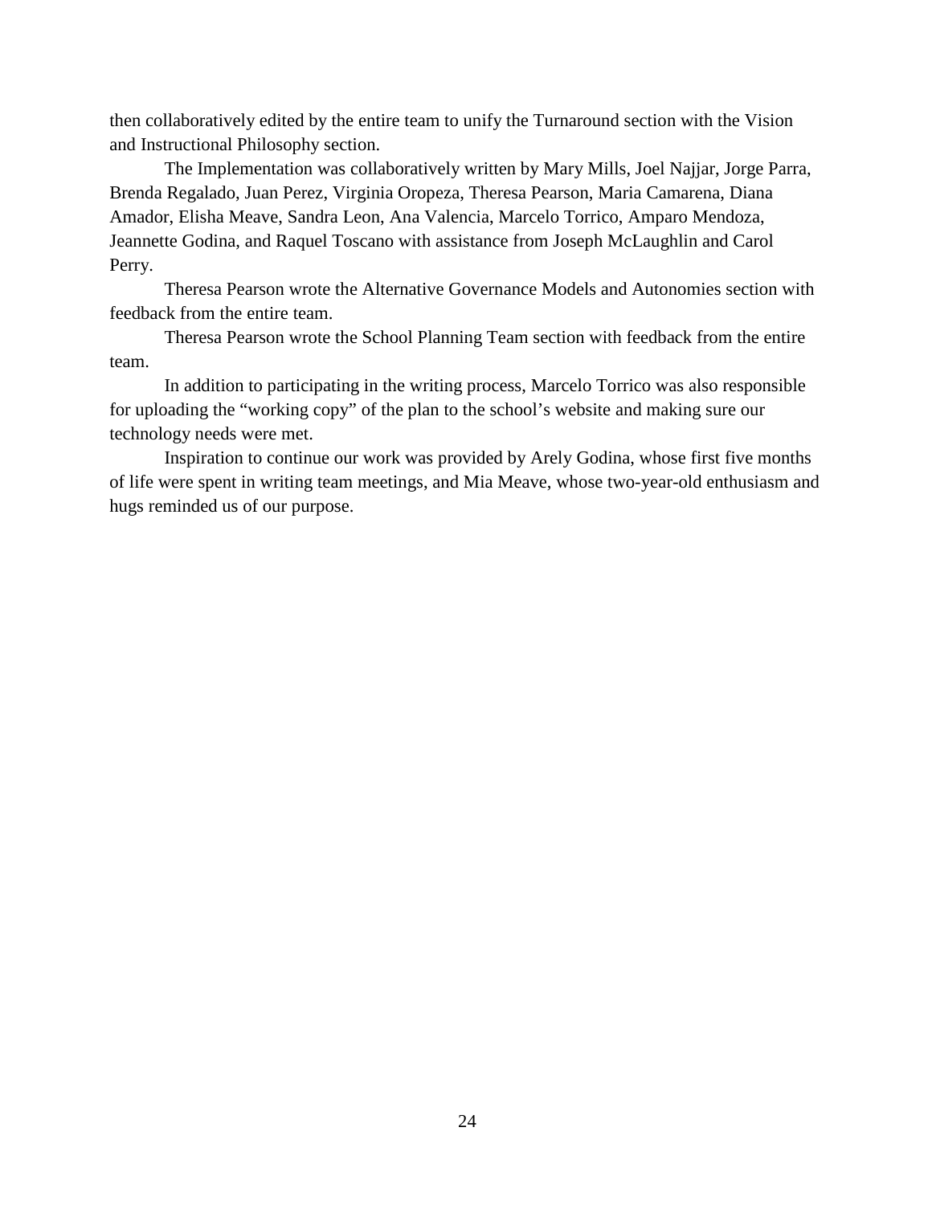then collaboratively edited by the entire team to unify the Turnaround section with the Vision and Instructional Philosophy section.

The Implementation was collaboratively written by Mary Mills, Joel Najjar, Jorge Parra, Brenda Regalado, Juan Perez, Virginia Oropeza, Theresa Pearson, Maria Camarena, Diana Amador, Elisha Meave, Sandra Leon, Ana Valencia, Marcelo Torrico, Amparo Mendoza, Jeannette Godina, and Raquel Toscano with assistance from Joseph McLaughlin and Carol Perry.

Theresa Pearson wrote the Alternative Governance Models and Autonomies section with feedback from the entire team.

Theresa Pearson wrote the School Planning Team section with feedback from the entire team.

In addition to participating in the writing process, Marcelo Torrico was also responsible for uploading the "working copy" of the plan to the school's website and making sure our technology needs were met.

Inspiration to continue our work was provided by Arely Godina, whose first five months of life were spent in writing team meetings, and Mia Meave, whose two-year-old enthusiasm and hugs reminded us of our purpose.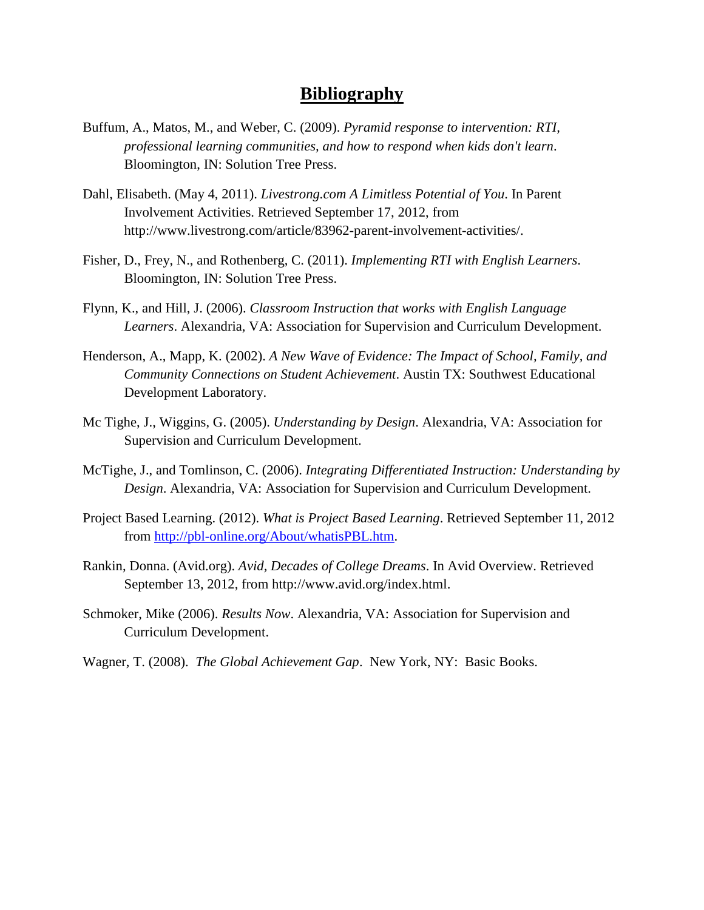# Bibliography

Buffum, A., Matos, M., and Weber, C. (2009). *Pyramid response to intervention: RTI, professional learning communities, and how to respond when kids don't learn*. Bloomington, IN: Solution Tree Press.

Dahl, Elisabeth. (May 4, 2011). *Livestrong.com A Limitless Potential of You*. In Parent Involvement Activities. Retrieved September 17, 2012, from http://www.livestrong.com/article/83962-parent-involvement-activities/.

Fisher, D., Frey, N., and Rothenberg, C. (2011). *Implementing RTI with English Learners*. Bloomington, IN: Solution Tree Press.

Flynn, K., and Hill, J. (2006). *Classroom Instruction that works with English Language Learners*. Alexandria, VA: Association for Supervision and Curriculum Development.

Henderson, A., Mapp, K. (2002). *A New Wave of Evidence: The Impact of School, Family, and Community Connections on Student Achievement*. Austin TX: Southwest Educational Development Laboratory.

Mc Tighe, J., Wiggins, G. (2005). *Understanding by Design*. Alexandria, VA: Association for Supervision and Curriculum Development.

McTighe, J., and Tomlinson, C. (2006). *Integrating Differentiated Instruction: Understanding by Design*. Alexandria, VA: Association for Supervision and Curriculum Development.

Project Based Learning. (2012). *What is Project Based Learning*. Retrieved September 11, 2012 from http://pbl-online.org/About/whatisPBL.htm.

Rankin, Donna. (Avid.org). *Avid, Decades of College Dreams*. In Avid Overview. Retrieved September 13, 2012, from http://www.avid.org/index.html.

Schmoker, Mike (2006). *Results Now*. Alexandria, VA: Association for Supervision and Curriculum Development.

Wagner, T. (2008). *The Global Achievement Gap*. New York, NY: Basic Books.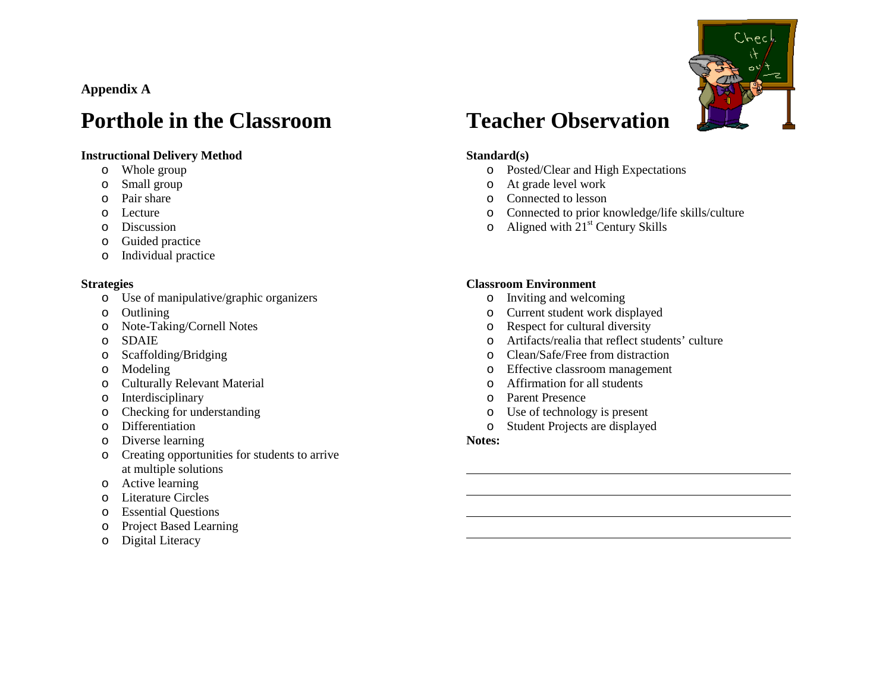**Appendix A**

# Porthole in the Classroom Teacher Observation

**Instructional Delivery Method**

- Whole group
- Small group
- Pair share
- Lecture
- Discussion
- Guided practice
- Individual practice

**Strategies**

- Use of manipulative/graphic organizers
- Outlining
- Note-Taking/Cornell Notes
- SDAIE
- Scaffolding/Bridging
- Modeling
- Culturally Relevant Material
- Interdisciplinary
- Checking for understanding
- Differentiation
- Diverse learning
- Creating opportunities for students to arrive at multiple solutions
- Active learning
- Literature Circles
- Essential Questions
- Project Based Learning
- Digital Literacy

**Standard(s)**

- Posted/Clear and High Expectations
- At grade level work
- Connected to lesson
- Connected to prior knowledge/life skills/culture
- Aligned with 21st Century Skills

**Classroom Environment**

- Inviting and welcoming
- Current student work displayed
- Respect for cultural diversity
- Artifacts/realia that reflect students' culture
- Clean/Safe/Free from distraction
- Effective classroom management
- Affirmation for all students
- Parent Presence
- Use of technology is present
- Student Projects are displayed

**Notes:**

______________________________________________

______________________________________________

______________________________________________

______________________________________________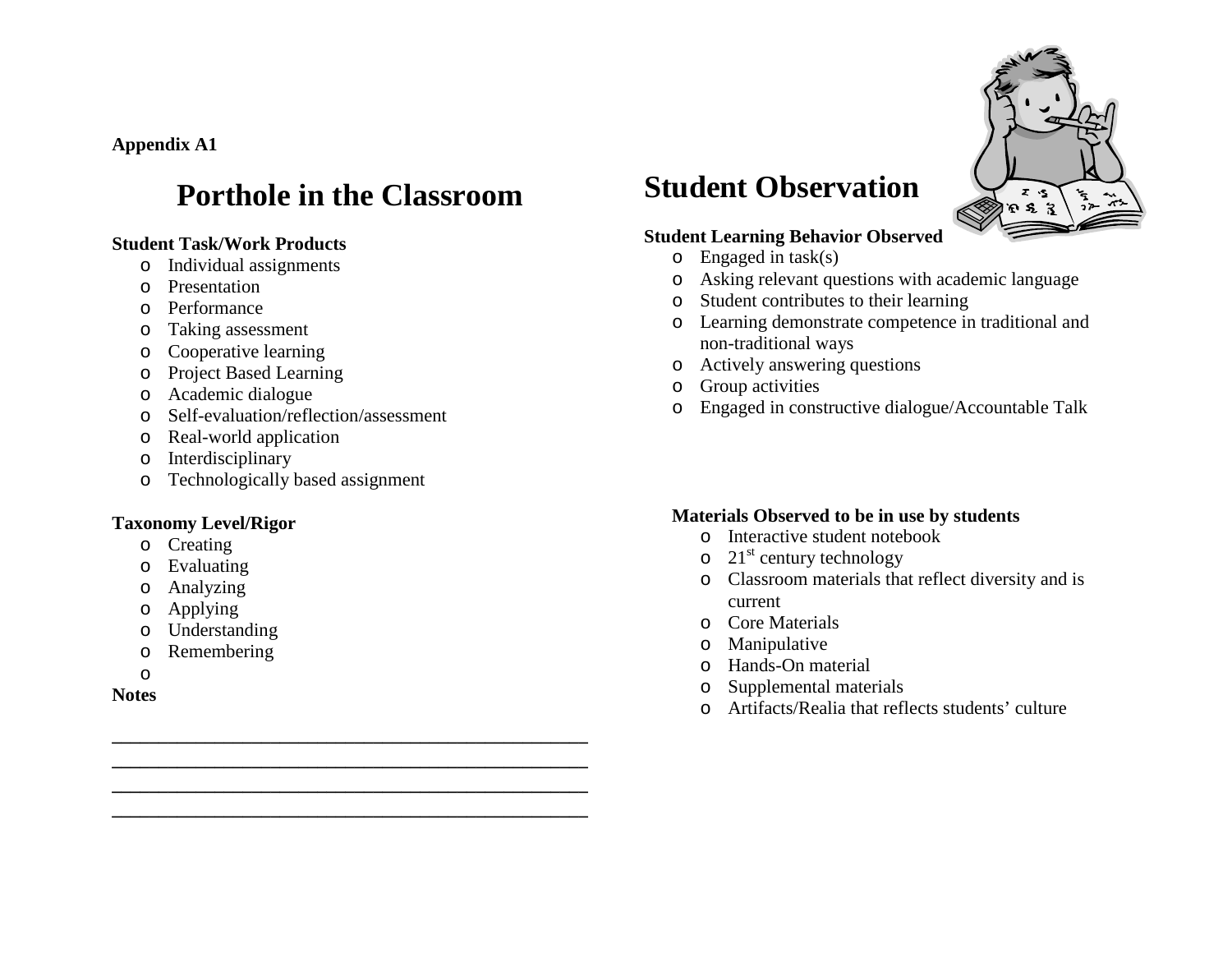**Appendix A1**

# Porthole in the Classroom

**Student Task/Work Products**

- Individual assignments
- Presentation
- Performance
- Taking assessment
- Cooperative learning
- Project Based Learning
- Academic dialogue
- Self-evaluation/reflection/assessment
- Real-world application
- Interdisciplinary
- Technologically based assignment

**Taxonomy Level/Rigor**

- Creating
- Evaluating
- Analyzing
- Applying
- Understanding
- Remembering
- 

**Notes**

\_\_\_\_\_\_\_\_\_\_\_\_\_\_\_\_\_\_\_\_\_\_\_\_\_\_\_\_\_\_\_\_\_\_\_\_\_\_\_\_\_\_\_\_\_\_\_\_

\_\_\_\_\_\_\_\_\_\_\_\_\_\_\_\_\_\_\_\_\_\_\_\_\_\_\_\_\_\_\_\_\_\_\_\_\_\_\_\_\_\_\_\_\_\_\_\_

\_\_\_\_\_\_\_\_\_\_\_\_\_\_\_\_\_\_\_\_\_\_\_\_\_\_\_\_\_\_\_\_\_\_\_\_\_\_\_\_\_\_\_\_\_\_\_\_

\_\_\_\_\_\_\_\_\_\_\_\_\_\_\_\_\_\_\_\_\_\_\_\_\_\_\_\_\_\_\_\_\_\_\_\_\_\_\_\_\_\_\_\_\_\_\_\_

# Student Observation

**Student Learning Behavior Observed**

- Engaged in task(s)
- Asking relevant questions with academic language
- Student contributes to their learning
- Learning demonstrate competence in traditional and non-traditional ways
- Actively answering questions
- Group activities
- Engaged in constructive dialogue/Accountable Talk

**Materials Observed to be in use by students**

- Interactive student notebook
- 21st century technology
- Classroom materials that reflect diversity and is current
- Core Materials
- Manipulative
- Hands-On material
- Supplemental materials
- Artifacts/Realia that reflects students' culture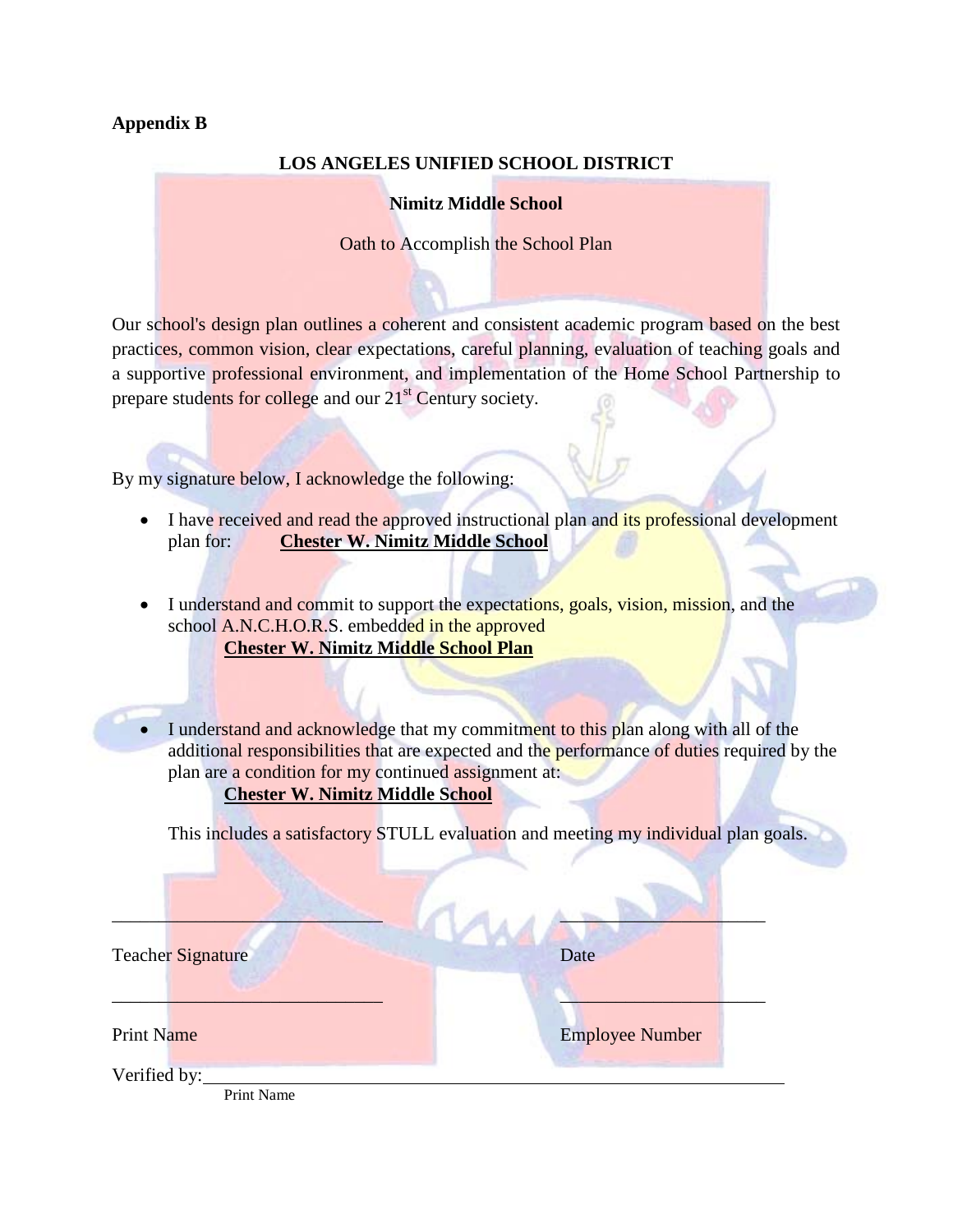**Appendix B**

**LOS ANGELES UNIFIED SCHOOL DISTRICT**

**Nimitz Middle School**

Oath to Accomplish the School Plan

Our school's design plan outlines a coherent and consistent academic program based on the best practices, common vision, clear expectations, careful planning, evaluation of teaching goals and a supportive professional environment, and implementation of the Home School Partnership to prepare students for college and our 21st Century society.

By my signature below, I acknowledge the following:

- I have received and read the approved instructional plan and its professional development plan for: **Chester W. Nimitz Middle School**

- I understand and commit to support the expectations, goals, vision, mission, and the school A.N.C.H.O.R.S. embedded in the approved **Chester W. Nimitz Middle School Plan**

- I understand and acknowledge that my commitment to this plan along with all of the additional responsibilities that are expected and the performance of duties required by the plan are a condition for my continued assignment at: **Chester W. Nimitz Middle School**

  This includes a satisfactory STULL evaluation and meeting my individual plan goals.

______________________________ ______________________

Teacher Signature Date

______________________________ ______________________

Print Name Employee Number

Verified by: ____________________________________________________________
Print Name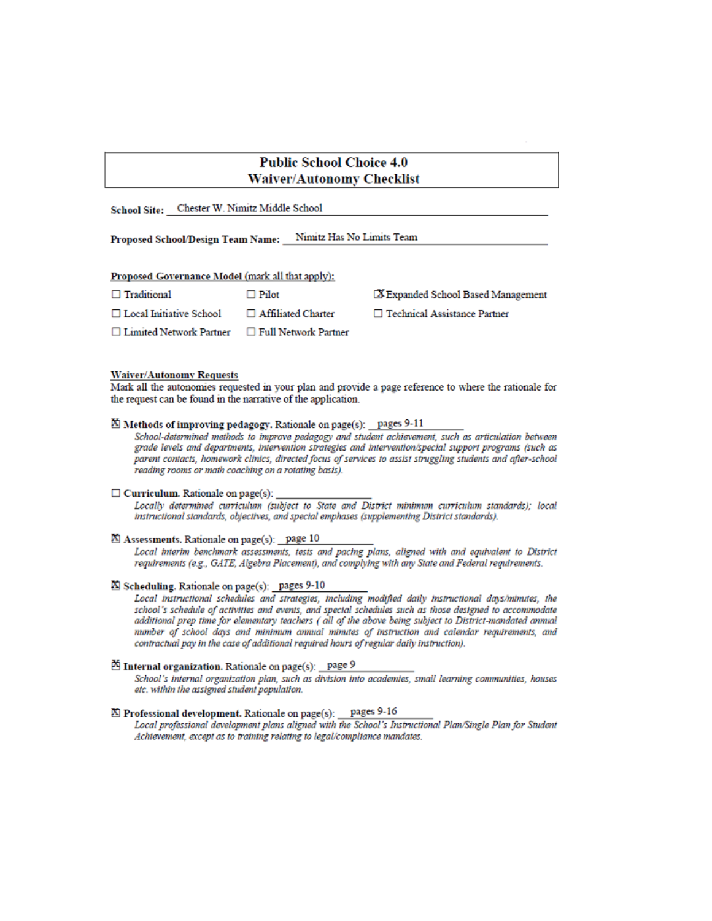# Public School Choice 4.0
# Waiver/Autonomy Checklist

**School Site:** Chester W. Nimitz Middle School

**Proposed School/Design Team Name:** Nimitz Has No Limits Team

**Proposed Governance Model (mark all that apply):**

- ☐ Traditional
- ☐ Pilot
- ☒ Expanded School Based Management
- ☐ Local Initiative School
- ☐ Affiliated Charter
- ☐ Technical Assistance Partner
- ☐ Limited Network Partner
- ☐ Full Network Partner

**Waiver/Autonomy Requests**

Mark all the autonomies requested in your plan and provide a page reference to where the rationale for the request can be found in the narrative of the application.

☒ **Methods of improving pedagogy.** Rationale on page(s): pages 9-11

*School-determined methods to improve pedagogy and student achievement, such as articulation between grade levels and departments, intervention strategies and intervention/special support programs (such as parent contacts, homework clinics, directed focus of services to assist struggling students and after-school reading rooms or math coaching on a rotating basis).*

☐ **Curriculum.** Rationale on page(s): ________

*Locally determined curriculum (subject to State and District minimum curriculum standards); local instructional standards, objectives, and special emphases (supplementing District standards).*

☒ **Assessments.** Rationale on page(s): page 10

*Local interim benchmark assessments, tests and pacing plans, aligned with and equivalent to District requirements (e.g., GATE, Algebra Placement), and complying with any State and Federal requirements.*

☒ **Scheduling.** Rationale on page(s): pages 9-10

*Local instructional schedules and strategies, including modified daily instructional days/minutes, the school's schedule of activities and events, and special schedules such as those designed to accommodate additional prep time for elementary teachers ( all of the above being subject to District-mandated annual number of school days and minimum annual minutes of instruction and calendar requirements, and contractual pay in the case of additional required hours of regular daily instruction).*

☒ **Internal organization.** Rationale on page(s): page 9

*School's internal organization plan, such as division into academies, small learning communities, houses etc. within the assigned student population.*

☒ **Professional development.** Rationale on page(s): pages 9-16

*Local professional development plans aligned with the School's Instructional Plan/Single Plan for Student Achievement, except as to training relating to legal/compliance mandates.*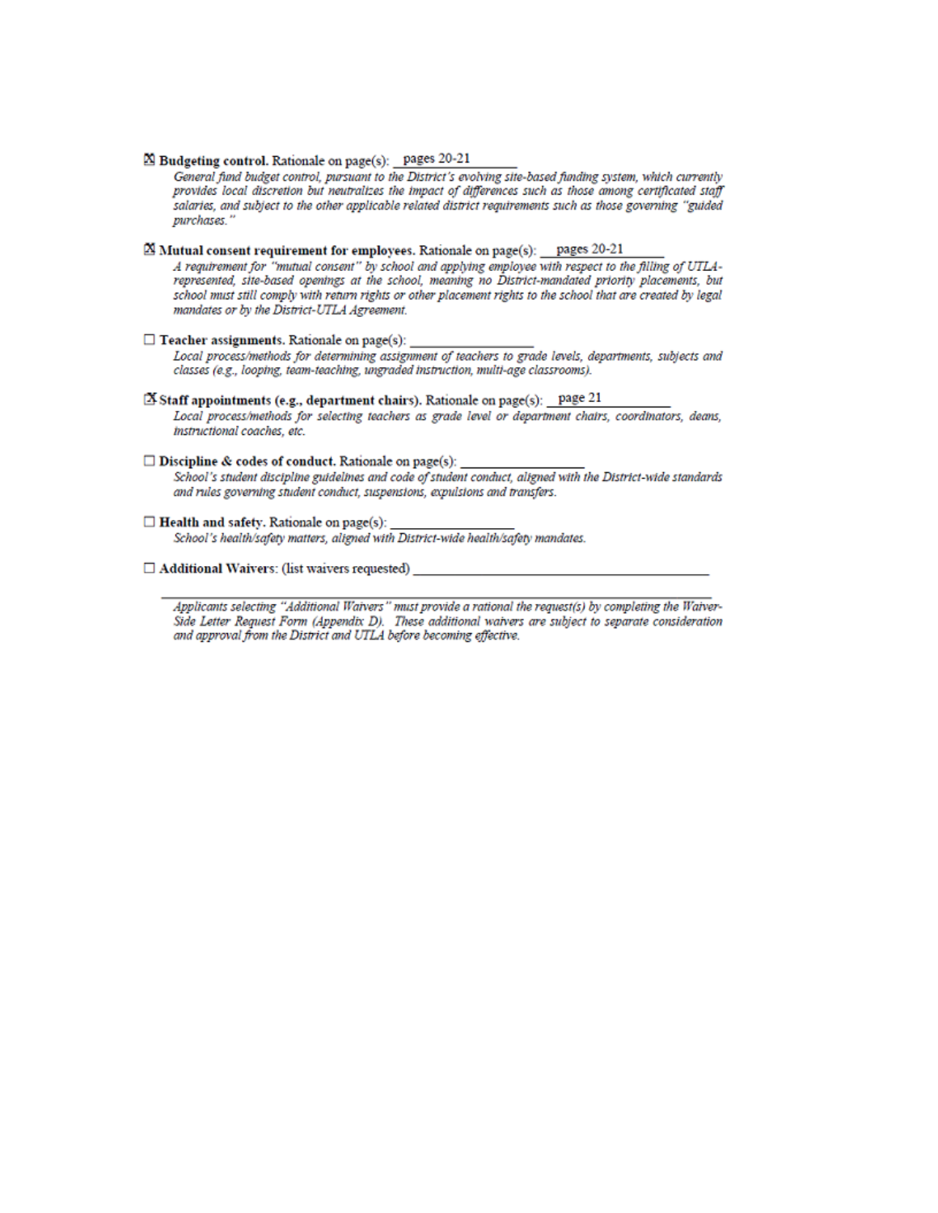☒ **Budgeting control.** Rationale on page(s): pages 20-21

*General fund budget control, pursuant to the District's evolving site-based funding system, which currently provides local discretion but neutralizes the impact of differences such as those among certificated staff salaries, and subject to the other applicable related district requirements such as those governing "guided purchases."*

☒ **Mutual consent requirement for employees.** Rationale on page(s): pages 20-21

*A requirement for "mutual consent" by school and applying employee with respect to the filling of UTLA-represented, site-based openings at the school, meaning no District-mandated priority placements, but school must still comply with return rights or other placement rights to the school that are created by legal mandates or by the District-UTLA Agreement.*

☐ **Teacher assignments.** Rationale on page(s): ________________

*Local process/methods for determining assignment of teachers to grade levels, departments, subjects and classes (e.g., looping, team-teaching, ungraded instruction, multi-age classrooms).*

☒ **Staff appointments (e.g., department chairs).** Rationale on page(s): page 21

*Local process/methods for selecting teachers as grade level or department chairs, coordinators, deans, instructional coaches, etc.*

☐ **Discipline & codes of conduct.** Rationale on page(s): ________________

*School's student discipline guidelines and code of student conduct, aligned with the District-wide standards and rules governing student conduct, suspensions, expulsions and transfers.*

☐ **Health and safety.** Rationale on page(s): ________________

*School's health/safety matters, aligned with District-wide health/safety mandates.*

☐ **Additional Waivers:** (list waivers requested) ________________________________________

*Applicants selecting "Additional Waivers" must provide a rational the request(s) by completing the Waiver-Side Letter Request Form (Appendix D). These additional waivers are subject to separate consideration and approval from the District and UTLA before becoming effective.*